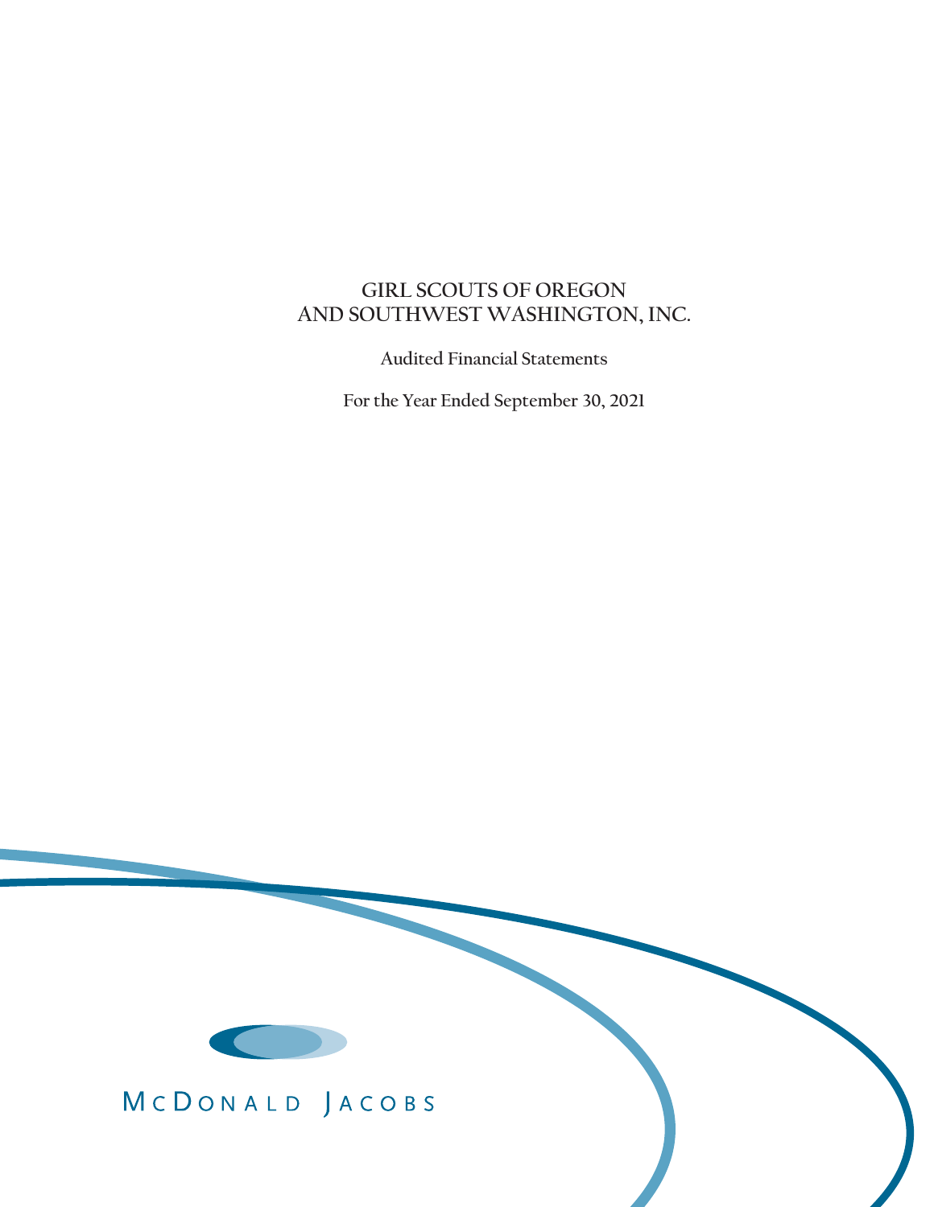# GIRL SCOUTS OF OREGON AND SOUTHWEST WASHINGTON, INC.

Audited Financial Statements

For the Year Ended September 30, 2021

McDONALD JACOBS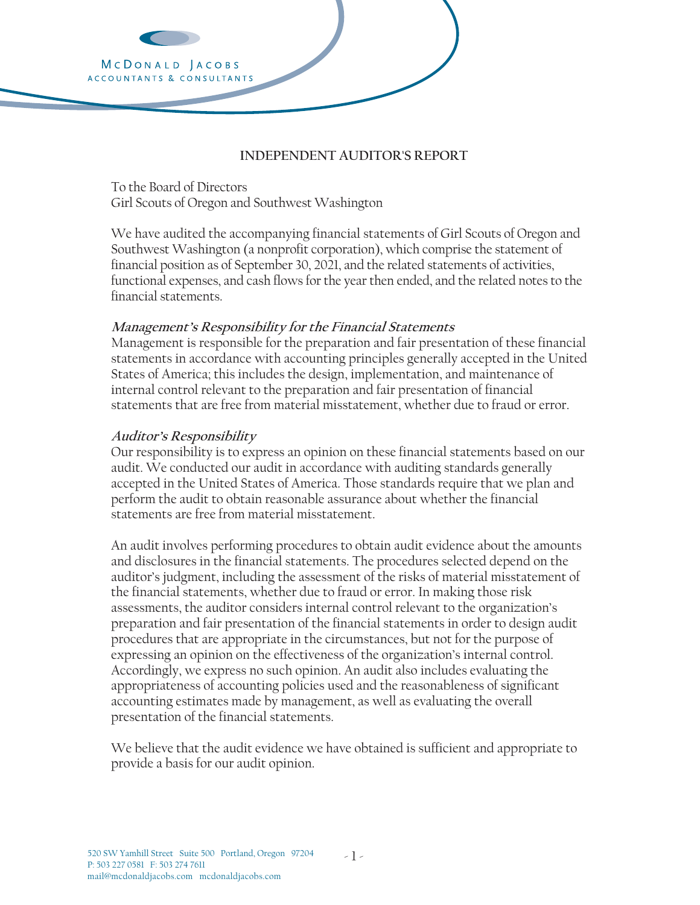MCDONALD JACOBS
ACCOUNTANTS & CONSULTANTS

## INDEPENDENT AUDITOR'S REPORT

To the Board of Directors
Girl Scouts of Oregon and Southwest Washington

We have audited the accompanying financial statements of Girl Scouts of Oregon and Southwest Washington (a nonprofit corporation), which comprise the statement of financial position as of September 30, 2021, and the related statements of activities, functional expenses, and cash flows for the year then ended, and the related notes to the financial statements.

***Management's Responsibility for the Financial Statements***

Management is responsible for the preparation and fair presentation of these financial statements in accordance with accounting principles generally accepted in the United States of America; this includes the design, implementation, and maintenance of internal control relevant to the preparation and fair presentation of financial statements that are free from material misstatement, whether due to fraud or error.

***Auditor's Responsibility***

Our responsibility is to express an opinion on these financial statements based on our audit. We conducted our audit in accordance with auditing standards generally accepted in the United States of America. Those standards require that we plan and perform the audit to obtain reasonable assurance about whether the financial statements are free from material misstatement.

An audit involves performing procedures to obtain audit evidence about the amounts and disclosures in the financial statements. The procedures selected depend on the auditor's judgment, including the assessment of the risks of material misstatement of the financial statements, whether due to fraud or error. In making those risk assessments, the auditor considers internal control relevant to the organization's preparation and fair presentation of the financial statements in order to design audit procedures that are appropriate in the circumstances, but not for the purpose of expressing an opinion on the effectiveness of the organization's internal control. Accordingly, we express no such opinion. An audit also includes evaluating the appropriateness of accounting policies used and the reasonableness of significant accounting estimates made by management, as well as evaluating the overall presentation of the financial statements.

We believe that the audit evidence we have obtained is sufficient and appropriate to provide a basis for our audit opinion.

520 SW Yamhill Street Suite 500 Portland, Oregon 97204
P: 503 227 0581 F: 503 274 7611
mail@mcdonaldjacobs.com mcdonaldjacobs.com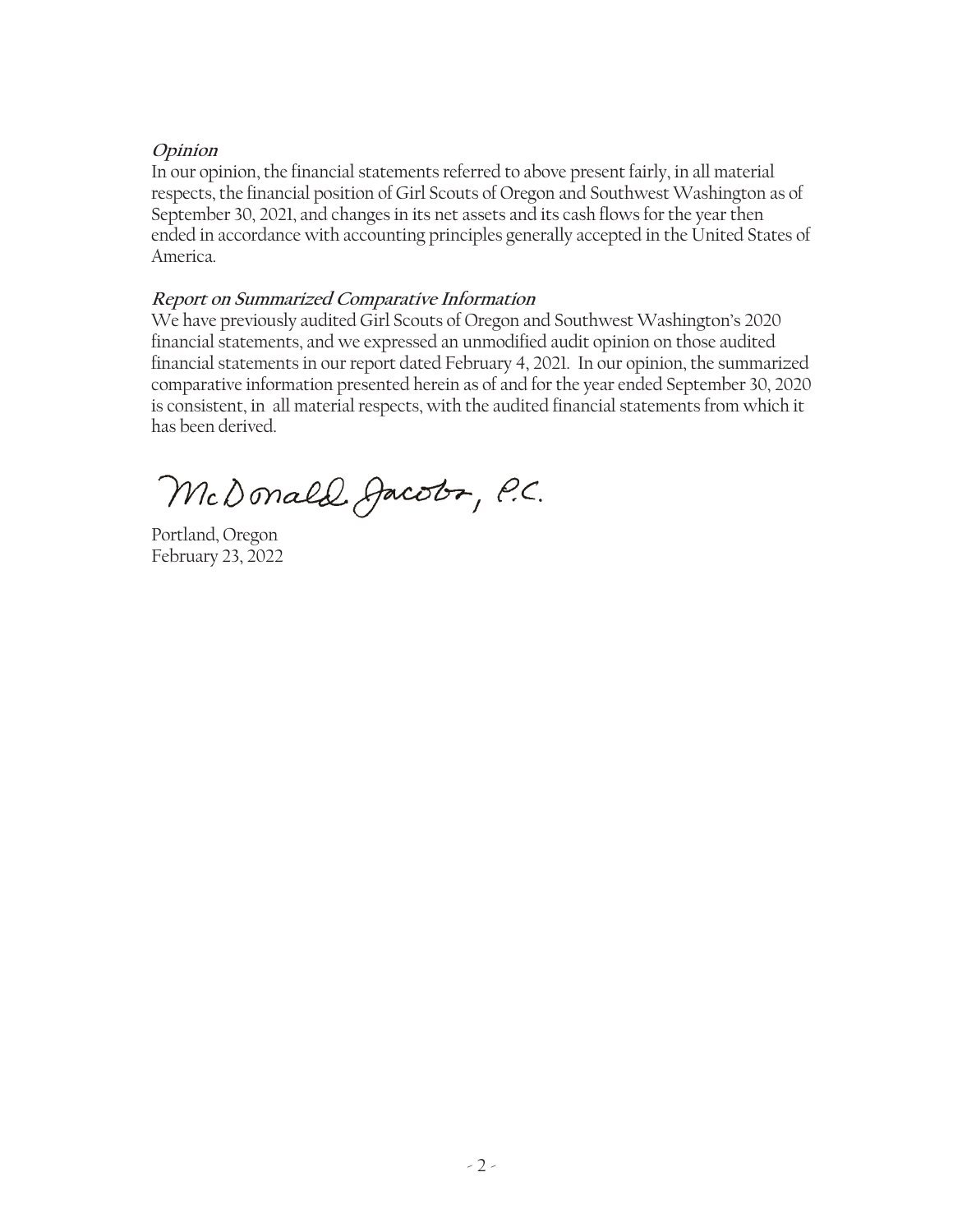***Opinion***

In our opinion, the financial statements referred to above present fairly, in all material respects, the financial position of Girl Scouts of Oregon and Southwest Washington as of September 30, 2021, and changes in its net assets and its cash flows for the year then ended in accordance with accounting principles generally accepted in the United States of America.

***Report on Summarized Comparative Information***

We have previously audited Girl Scouts of Oregon and Southwest Washington's 2020 financial statements, and we expressed an unmodified audit opinion on those audited financial statements in our report dated February 4, 2021. In our opinion, the summarized comparative information presented herein as of and for the year ended September 30, 2020 is consistent, in all material respects, with the audited financial statements from which it has been derived.

McDonald Jacobs, P.C.

Portland, Oregon
February 23, 2022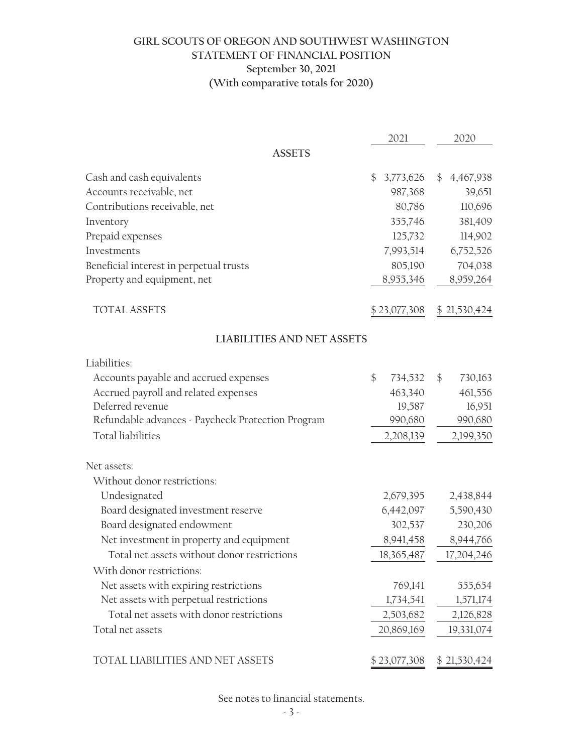# GIRL SCOUTS OF OREGON AND SOUTHWEST WASHINGTON
## STATEMENT OF FINANCIAL POSITION
### September 30, 2021
### (With comparative totals for 2020)

| | 2021 | 2020 |
|---|---|---|
| **ASSETS** | | |
| Cash and cash equivalents | $ 3,773,626 | $ 4,467,938 |
| Accounts receivable, net | 987,368 | 39,651 |
| Contributions receivable, net | 80,786 | 110,696 |
| Inventory | 355,746 | 381,409 |
| Prepaid expenses | 125,732 | 114,902 |
| Investments | 7,993,514 | 6,752,526 |
| Beneficial interest in perpetual trusts | 805,190 | 704,038 |
| Property and equipment, net | 8,955,346 | 8,959,264 |
| TOTAL ASSETS | $ 23,077,308 | $ 21,530,424 |
| **LIABILITIES AND NET ASSETS** | | |
| Liabilities: | | |
| Accounts payable and accrued expenses | $ 734,532 | $ 730,163 |
| Accrued payroll and related expenses | 463,340 | 461,556 |
| Deferred revenue | 19,587 | 16,951 |
| Refundable advances - Paycheck Protection Program | 990,680 | 990,680 |
| Total liabilities | 2,208,139 | 2,199,350 |
| Net assets: | | |
| Without donor restrictions: | | |
| Undesignated | 2,679,395 | 2,438,844 |
| Board designated investment reserve | 6,442,097 | 5,590,430 |
| Board designated endowment | 302,537 | 230,206 |
| Net investment in property and equipment | 8,941,458 | 8,944,766 |
| Total net assets without donor restrictions | 18,365,487 | 17,204,246 |
| With donor restrictions: | | |
| Net assets with expiring restrictions | 769,141 | 555,654 |
| Net assets with perpetual restrictions | 1,734,541 | 1,571,174 |
| Total net assets with donor restrictions | 2,503,682 | 2,126,828 |
| Total net assets | 20,869,169 | 19,331,074 |
| TOTAL LIABILITIES AND NET ASSETS | $ 23,077,308 | $ 21,530,424 |

See notes to financial statements.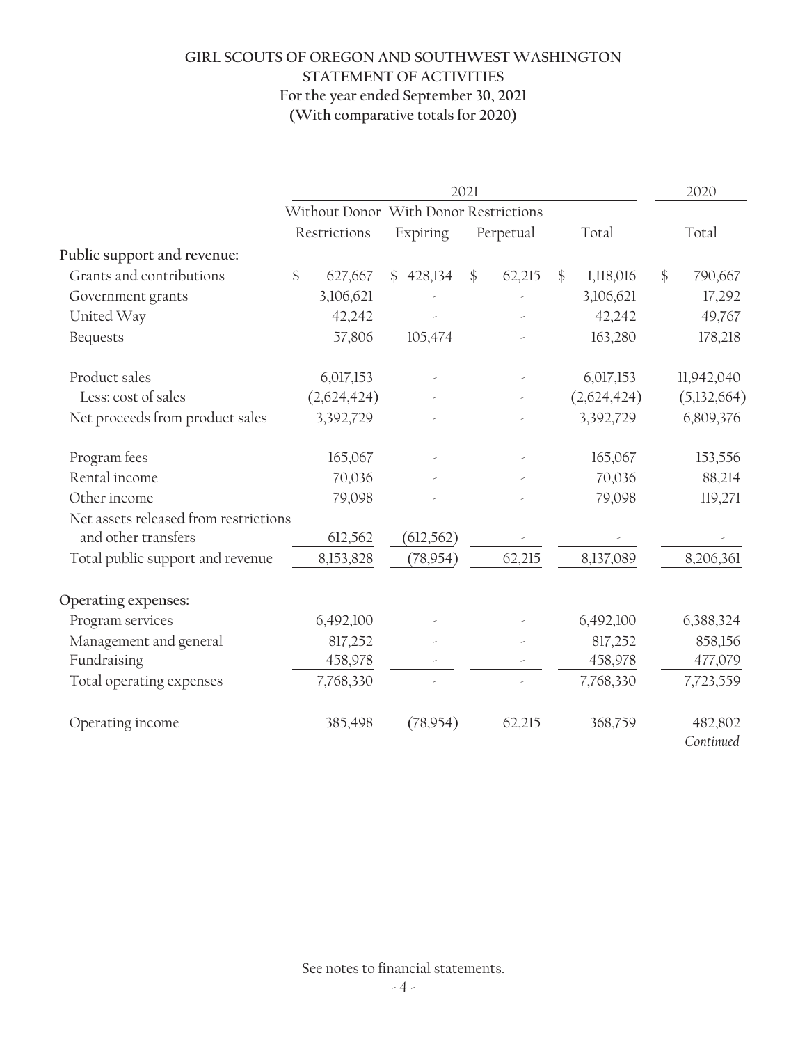# GIRL SCOUTS OF OREGON AND SOUTHWEST WASHINGTON

## STATEMENT OF ACTIVITIES

**For the year ended September 30, 2021**

**(With comparative totals for 2020)**

| | 2021 | | | | 2020 |
|---|---|---|---|---|---|
| | Without Donor | With Donor Restrictions | | | |
| | Restrictions | Expiring | Perpetual | Total | Total |
| **Public support and revenue:** | | | | | |
| Grants and contributions | $ 627,667 | $ 428,134 | $ 62,215 | $ 1,118,016 | $ 790,667 |
| Government grants | 3,106,621 | - | - | 3,106,621 | 17,292 |
| United Way | 42,242 | - | - | 42,242 | 49,767 |
| Bequests | 57,806 | 105,474 | - | 163,280 | 178,218 |
| Product sales | 6,017,153 | - | - | 6,017,153 | 11,942,040 |
| Less: cost of sales | (2,624,424) | - | - | (2,624,424) | (5,132,664) |
| Net proceeds from product sales | 3,392,729 | - | - | 3,392,729 | 6,809,376 |
| Program fees | 165,067 | - | - | 165,067 | 153,556 |
| Rental income | 70,036 | - | - | 70,036 | 88,214 |
| Other income | 79,098 | - | - | 79,098 | 119,271 |
| Net assets released from restrictions and other transfers | 612,562 | (612,562) | - | - | - |
| Total public support and revenue | 8,153,828 | (78,954) | 62,215 | 8,137,089 | 8,206,361 |
| **Operating expenses:** | | | | | |
| Program services | 6,492,100 | - | - | 6,492,100 | 6,388,324 |
| Management and general | 817,252 | - | - | 817,252 | 858,156 |
| Fundraising | 458,978 | - | - | 458,978 | 477,079 |
| Total operating expenses | 7,768,330 | - | - | 7,768,330 | 7,723,559 |
| Operating income | 385,498 | (78,954) | 62,215 | 368,759 | 482,802 |

*Continued*

See notes to financial statements.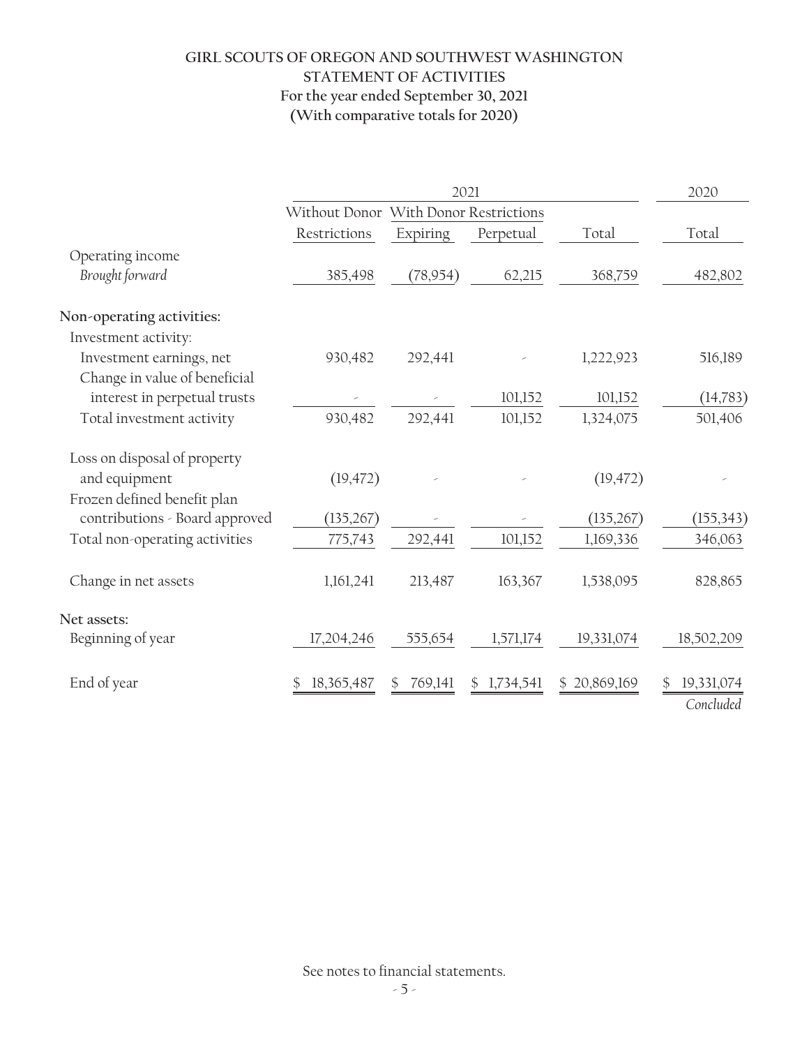# GIRL SCOUTS OF OREGON AND SOUTHWEST WASHINGTON
## STATEMENT OF ACTIVITIES
### For the year ended September 30, 2021
### (With comparative totals for 2020)

| | 2021 | | | | 2020 |
|---|---|---|---|---|---|
| | Without Donor | With Donor Restrictions | | | |
| | Restrictions | Expiring | Perpetual | Total | Total |
| Operating income | | | | | |
| *Brought forward* | 385,498 | (78,954) | 62,215 | 368,759 | 482,802 |
| **Non-operating activities:** | | | | | |
| Investment activity: | | | | | |
| Investment earnings, net | 930,482 | 292,441 | - | 1,222,923 | 516,189 |
| Change in value of beneficial interest in perpetual trusts | - | - | 101,152 | 101,152 | (14,783) |
| Total investment activity | 930,482 | 292,441 | 101,152 | 1,324,075 | 501,406 |
| Loss on disposal of property and equipment | (19,472) | - | - | (19,472) | - |
| Frozen defined benefit plan contributions - Board approved | (135,267) | - | - | (135,267) | (155,343) |
| Total non-operating activities | 775,743 | 292,441 | 101,152 | 1,169,336 | 346,063 |
| Change in net assets | 1,161,241 | 213,487 | 163,367 | 1,538,095 | 828,865 |
| **Net assets:** | | | | | |
| Beginning of year | 17,204,246 | 555,654 | 1,571,174 | 19,331,074 | 18,502,209 |
| End of year | $ 18,365,487 | $ 769,141 | $ 1,734,541 | $ 20,869,169 | $ 19,331,074 |

*Concluded*

See notes to financial statements.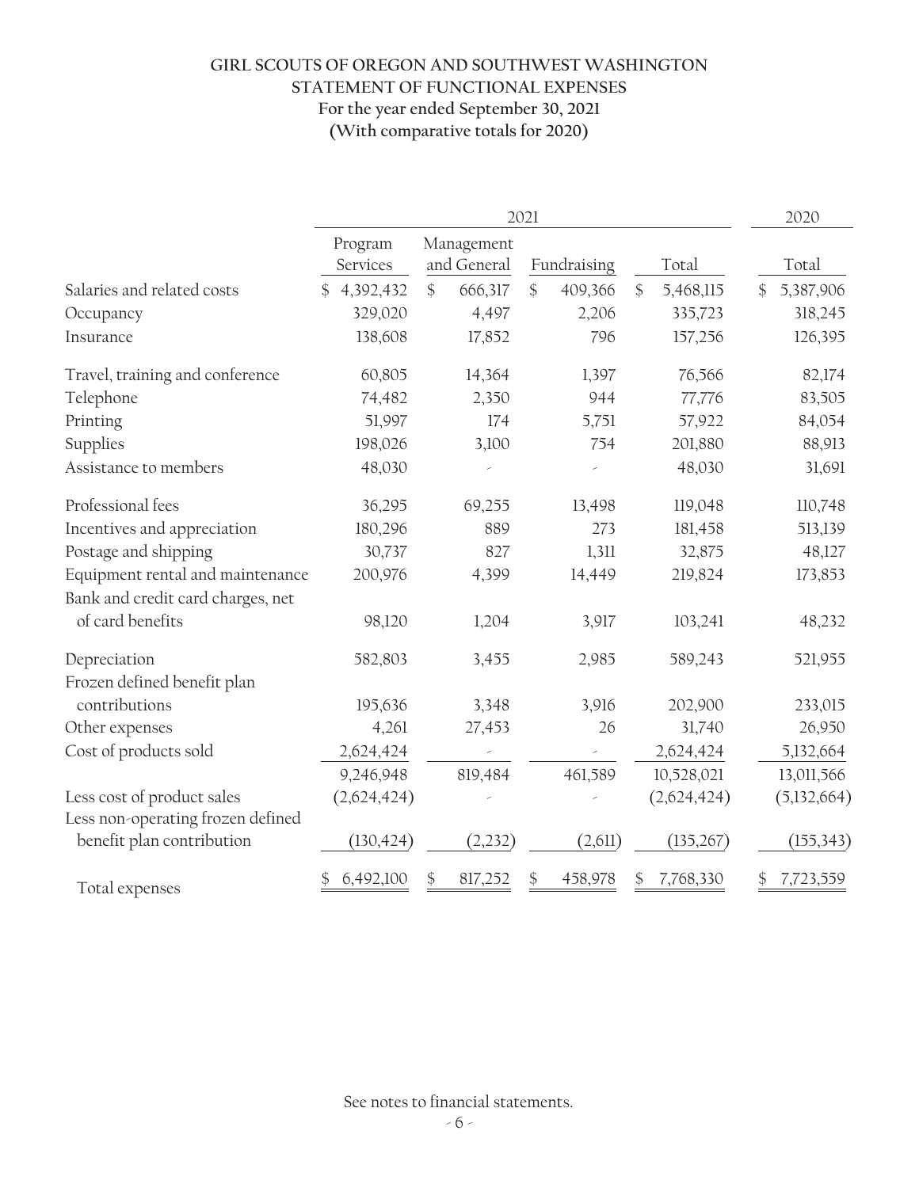**GIRL SCOUTS OF OREGON AND SOUTHWEST WASHINGTON**
**STATEMENT OF FUNCTIONAL EXPENSES**
**For the year ended September 30, 2021**
**(With comparative totals for 2020)**

| | 2021 | | | | 2020 |
|---|---|---|---|---|---|
| | Program Services | Management and General | Fundraising | Total | Total |
| Salaries and related costs | $ 4,392,432 | $ 666,317 | $ 409,366 | $ 5,468,115 | $ 5,387,906 |
| Occupancy | 329,020 | 4,497 | 2,206 | 335,723 | 318,245 |
| Insurance | 138,608 | 17,852 | 796 | 157,256 | 126,395 |
| Travel, training and conference | 60,805 | 14,364 | 1,397 | 76,566 | 82,174 |
| Telephone | 74,482 | 2,350 | 944 | 77,776 | 83,505 |
| Printing | 51,997 | 174 | 5,751 | 57,922 | 84,054 |
| Supplies | 198,026 | 3,100 | 754 | 201,880 | 88,913 |
| Assistance to members | 48,030 | - | - | 48,030 | 31,691 |
| Professional fees | 36,295 | 69,255 | 13,498 | 119,048 | 110,748 |
| Incentives and appreciation | 180,296 | 889 | 273 | 181,458 | 513,139 |
| Postage and shipping | 30,737 | 827 | 1,311 | 32,875 | 48,127 |
| Equipment rental and maintenance | 200,976 | 4,399 | 14,449 | 219,824 | 173,853 |
| Bank and credit card charges, net of card benefits | 98,120 | 1,204 | 3,917 | 103,241 | 48,232 |
| Depreciation | 582,803 | 3,455 | 2,985 | 589,243 | 521,955 |
| Frozen defined benefit plan contributions | 195,636 | 3,348 | 3,916 | 202,900 | 233,015 |
| Other expenses | 4,261 | 27,453 | 26 | 31,740 | 26,950 |
| Cost of products sold | 2,624,424 | - | - | 2,624,424 | 5,132,664 |
| | 9,246,948 | 819,484 | 461,589 | 10,528,021 | 13,011,566 |
| Less cost of product sales | (2,624,424) | - | - | (2,624,424) | (5,132,664) |
| Less non-operating frozen defined benefit plan contribution | (130,424) | (2,232) | (2,611) | (135,267) | (155,343) |
| Total expenses | $ 6,492,100 | $ 817,252 | $ 458,978 | $ 7,768,330 | $ 7,723,559 |

See notes to financial statements.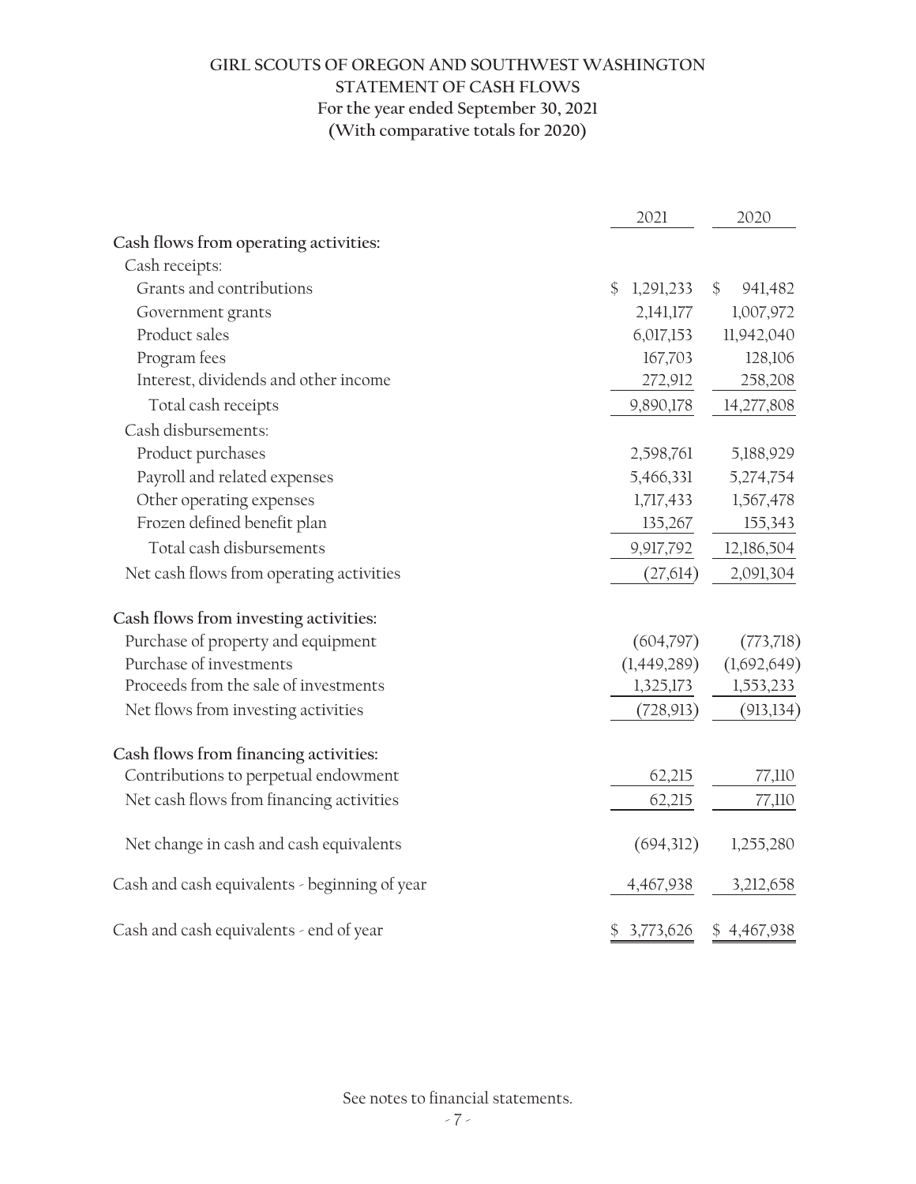# GIRL SCOUTS OF OREGON AND SOUTHWEST WASHINGTON
## STATEMENT OF CASH FLOWS
### For the year ended September 30, 2021
### (With comparative totals for 2020)

| | 2021 | 2020 |
|---|---|---|
| **Cash flows from operating activities:** | | |
| Cash receipts: | | |
| Grants and contributions | $ 1,291,233 | $ 941,482 |
| Government grants | 2,141,177 | 1,007,972 |
| Product sales | 6,017,153 | 11,942,040 |
| Program fees | 167,703 | 128,106 |
| Interest, dividends and other income | 272,912 | 258,208 |
| Total cash receipts | 9,890,178 | 14,277,808 |
| Cash disbursements: | | |
| Product purchases | 2,598,761 | 5,188,929 |
| Payroll and related expenses | 5,466,331 | 5,274,754 |
| Other operating expenses | 1,717,433 | 1,567,478 |
| Frozen defined benefit plan | 135,267 | 155,343 |
| Total cash disbursements | 9,917,792 | 12,186,504 |
| Net cash flows from operating activities | (27,614) | 2,091,304 |
| **Cash flows from investing activities:** | | |
| Purchase of property and equipment | (604,797) | (773,718) |
| Purchase of investments | (1,449,289) | (1,692,649) |
| Proceeds from the sale of investments | 1,325,173 | 1,553,233 |
| Net flows from investing activities | (728,913) | (913,134) |
| **Cash flows from financing activities:** | | |
| Contributions to perpetual endowment | 62,215 | 77,110 |
| Net cash flows from financing activities | 62,215 | 77,110 |
| Net change in cash and cash equivalents | (694,312) | 1,255,280 |
| Cash and cash equivalents - beginning of year | 4,467,938 | 3,212,658 |
| Cash and cash equivalents - end of year | $ 3,773,626 | $ 4,467,938 |

See notes to financial statements.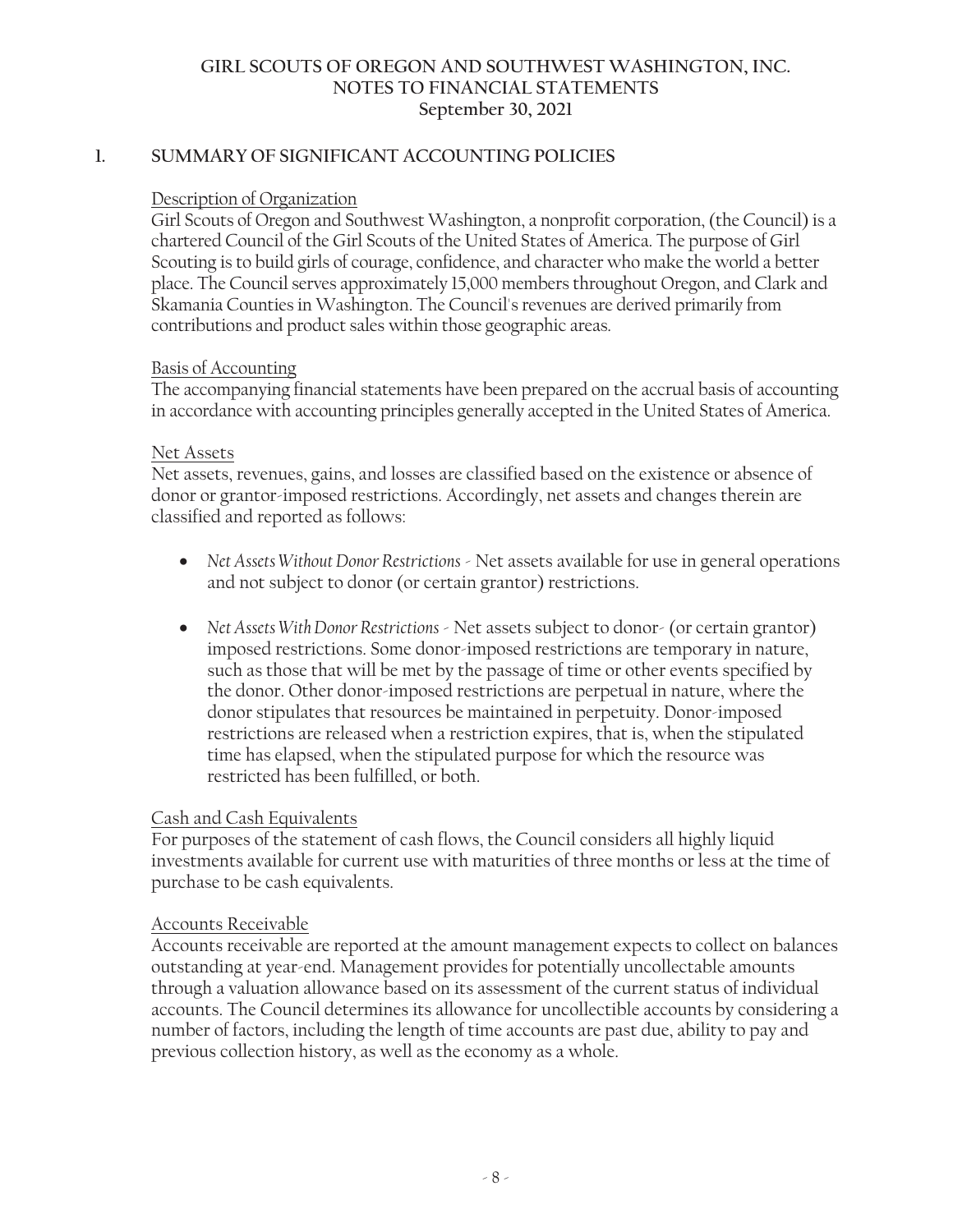# GIRL SCOUTS OF OREGON AND SOUTHWEST WASHINGTON, INC.
## NOTES TO FINANCIAL STATEMENTS
### September 30, 2021

## 1. SUMMARY OF SIGNIFICANT ACCOUNTING POLICIES

### Description of Organization

Girl Scouts of Oregon and Southwest Washington, a nonprofit corporation, (the Council) is a chartered Council of the Girl Scouts of the United States of America. The purpose of Girl Scouting is to build girls of courage, confidence, and character who make the world a better place. The Council serves approximately 15,000 members throughout Oregon, and Clark and Skamania Counties in Washington. The Council's revenues are derived primarily from contributions and product sales within those geographic areas.

### Basis of Accounting

The accompanying financial statements have been prepared on the accrual basis of accounting in accordance with accounting principles generally accepted in the United States of America.

### Net Assets

Net assets, revenues, gains, and losses are classified based on the existence or absence of donor or grantor-imposed restrictions. Accordingly, net assets and changes therein are classified and reported as follows:

- *Net Assets Without Donor Restrictions* - Net assets available for use in general operations and not subject to donor (or certain grantor) restrictions.

- *Net Assets With Donor Restrictions* - Net assets subject to donor- (or certain grantor) imposed restrictions. Some donor-imposed restrictions are temporary in nature, such as those that will be met by the passage of time or other events specified by the donor. Other donor-imposed restrictions are perpetual in nature, where the donor stipulates that resources be maintained in perpetuity. Donor-imposed restrictions are released when a restriction expires, that is, when the stipulated time has elapsed, when the stipulated purpose for which the resource was restricted has been fulfilled, or both.

### Cash and Cash Equivalents

For purposes of the statement of cash flows, the Council considers all highly liquid investments available for current use with maturities of three months or less at the time of purchase to be cash equivalents.

### Accounts Receivable

Accounts receivable are reported at the amount management expects to collect on balances outstanding at year-end. Management provides for potentially uncollectable amounts through a valuation allowance based on its assessment of the current status of individual accounts. The Council determines its allowance for uncollectible accounts by considering a number of factors, including the length of time accounts are past due, ability to pay and previous collection history, as well as the economy as a whole.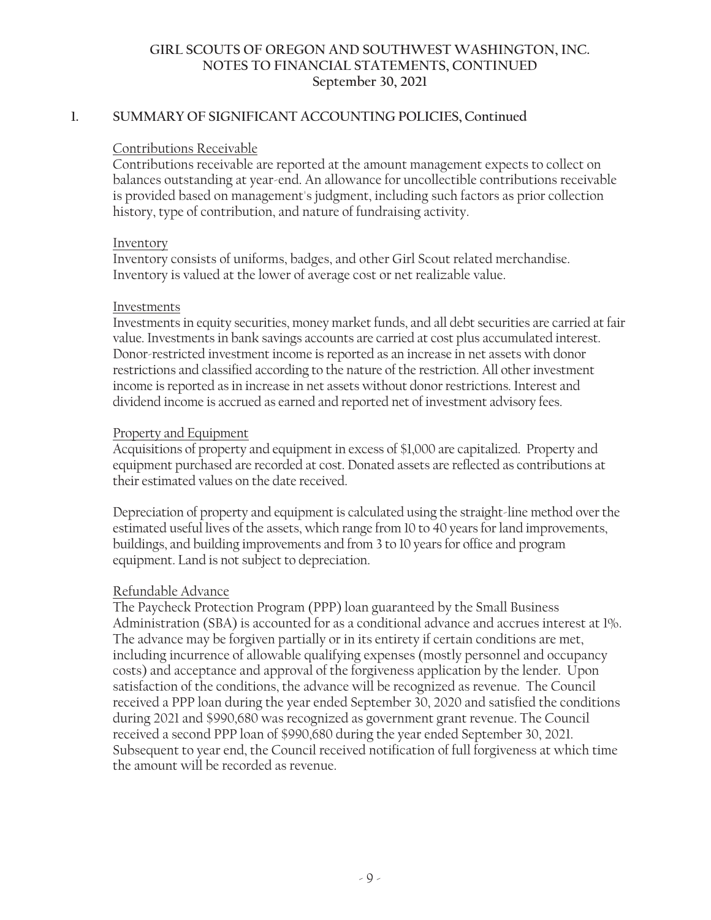## 1. SUMMARY OF SIGNIFICANT ACCOUNTING POLICIES, Continued

### Contributions Receivable

Contributions receivable are reported at the amount management expects to collect on balances outstanding at year-end. An allowance for uncollectible contributions receivable is provided based on management's judgment, including such factors as prior collection history, type of contribution, and nature of fundraising activity.

### Inventory

Inventory consists of uniforms, badges, and other Girl Scout related merchandise. Inventory is valued at the lower of average cost or net realizable value.

### Investments

Investments in equity securities, money market funds, and all debt securities are carried at fair value. Investments in bank savings accounts are carried at cost plus accumulated interest. Donor-restricted investment income is reported as an increase in net assets with donor restrictions and classified according to the nature of the restriction. All other investment income is reported as in increase in net assets without donor restrictions. Interest and dividend income is accrued as earned and reported net of investment advisory fees.

### Property and Equipment

Acquisitions of property and equipment in excess of $1,000 are capitalized. Property and equipment purchased are recorded at cost. Donated assets are reflected as contributions at their estimated values on the date received.

Depreciation of property and equipment is calculated using the straight-line method over the estimated useful lives of the assets, which range from 10 to 40 years for land improvements, buildings, and building improvements and from 3 to 10 years for office and program equipment. Land is not subject to depreciation.

### Refundable Advance

The Paycheck Protection Program (PPP) loan guaranteed by the Small Business Administration (SBA) is accounted for as a conditional advance and accrues interest at 1%. The advance may be forgiven partially or in its entirety if certain conditions are met, including incurrence of allowable qualifying expenses (mostly personnel and occupancy costs) and acceptance and approval of the forgiveness application by the lender. Upon satisfaction of the conditions, the advance will be recognized as revenue. The Council received a PPP loan during the year ended September 30, 2020 and satisfied the conditions during 2021 and $990,680 was recognized as government grant revenue. The Council received a second PPP loan of $990,680 during the year ended September 30, 2021. Subsequent to year end, the Council received notification of full forgiveness at which time the amount will be recorded as revenue.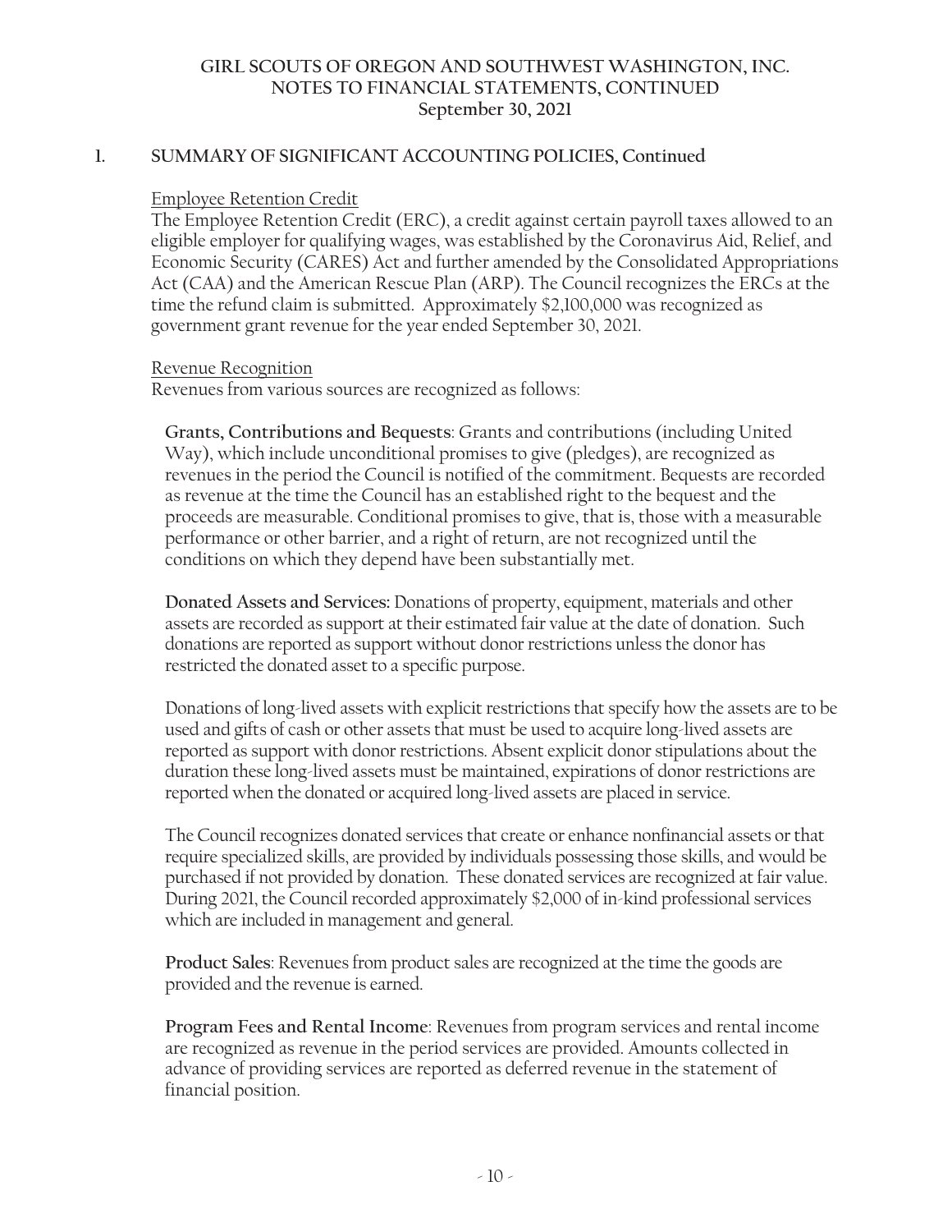## 1. SUMMARY OF SIGNIFICANT ACCOUNTING POLICIES, Continued

Employee Retention Credit

The Employee Retention Credit (ERC), a credit against certain payroll taxes allowed to an eligible employer for qualifying wages, was established by the Coronavirus Aid, Relief, and Economic Security (CARES) Act and further amended by the Consolidated Appropriations Act (CAA) and the American Rescue Plan (ARP). The Council recognizes the ERCs at the time the refund claim is submitted. Approximately $2,100,000 was recognized as government grant revenue for the year ended September 30, 2021.

Revenue Recognition

Revenues from various sources are recognized as follows:

**Grants, Contributions and Bequests**: Grants and contributions (including United Way), which include unconditional promises to give (pledges), are recognized as revenues in the period the Council is notified of the commitment. Bequests are recorded as revenue at the time the Council has an established right to the bequest and the proceeds are measurable. Conditional promises to give, that is, those with a measurable performance or other barrier, and a right of return, are not recognized until the conditions on which they depend have been substantially met.

**Donated Assets and Services:** Donations of property, equipment, materials and other assets are recorded as support at their estimated fair value at the date of donation. Such donations are reported as support without donor restrictions unless the donor has restricted the donated asset to a specific purpose.

Donations of long-lived assets with explicit restrictions that specify how the assets are to be used and gifts of cash or other assets that must be used to acquire long-lived assets are reported as support with donor restrictions. Absent explicit donor stipulations about the duration these long-lived assets must be maintained, expirations of donor restrictions are reported when the donated or acquired long-lived assets are placed in service.

The Council recognizes donated services that create or enhance nonfinancial assets or that require specialized skills, are provided by individuals possessing those skills, and would be purchased if not provided by donation. These donated services are recognized at fair value. During 2021, the Council recorded approximately $2,000 of in-kind professional services which are included in management and general.

**Product Sales**: Revenues from product sales are recognized at the time the goods are provided and the revenue is earned.

**Program Fees and Rental Income**: Revenues from program services and rental income are recognized as revenue in the period services are provided. Amounts collected in advance of providing services are reported as deferred revenue in the statement of financial position.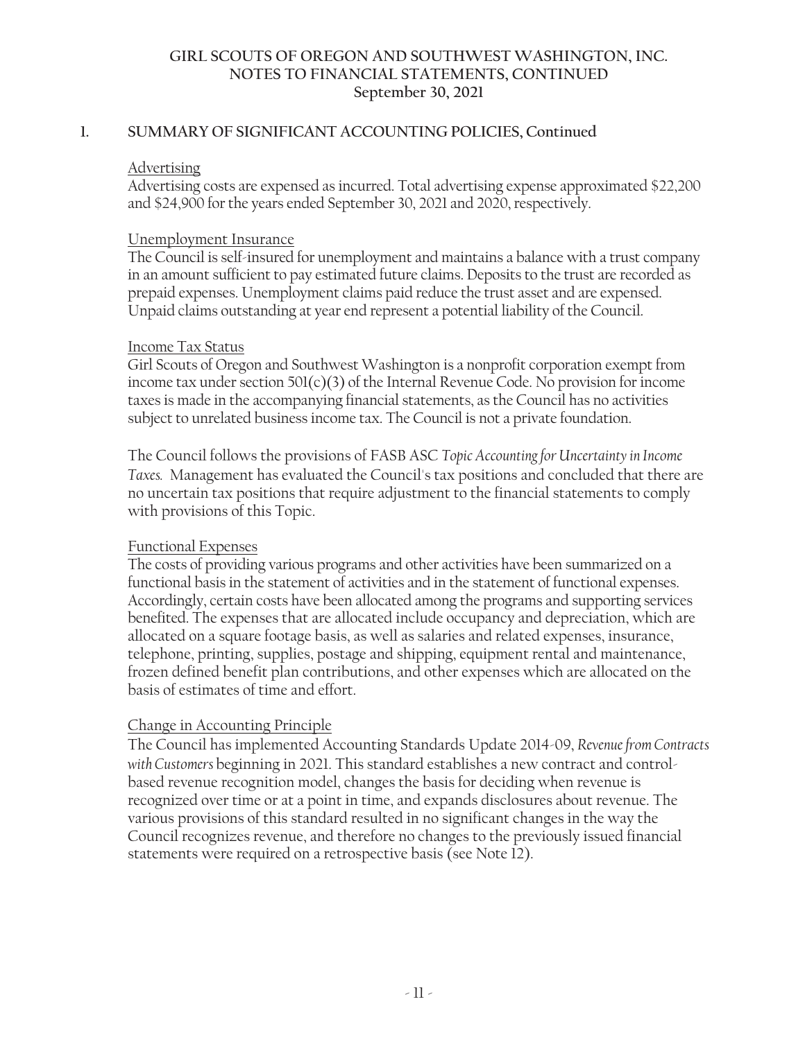## 1. SUMMARY OF SIGNIFICANT ACCOUNTING POLICIES, Continued

### Advertising

Advertising costs are expensed as incurred. Total advertising expense approximated $22,200 and $24,900 for the years ended September 30, 2021 and 2020, respectively.

### Unemployment Insurance

The Council is self-insured for unemployment and maintains a balance with a trust company in an amount sufficient to pay estimated future claims. Deposits to the trust are recorded as prepaid expenses. Unemployment claims paid reduce the trust asset and are expensed. Unpaid claims outstanding at year end represent a potential liability of the Council.

### Income Tax Status

Girl Scouts of Oregon and Southwest Washington is a nonprofit corporation exempt from income tax under section 501(c)(3) of the Internal Revenue Code. No provision for income taxes is made in the accompanying financial statements, as the Council has no activities subject to unrelated business income tax. The Council is not a private foundation.

The Council follows the provisions of FASB ASC *Topic Accounting for Uncertainty in Income Taxes.* Management has evaluated the Council's tax positions and concluded that there are no uncertain tax positions that require adjustment to the financial statements to comply with provisions of this Topic.

### Functional Expenses

The costs of providing various programs and other activities have been summarized on a functional basis in the statement of activities and in the statement of functional expenses. Accordingly, certain costs have been allocated among the programs and supporting services benefited. The expenses that are allocated include occupancy and depreciation, which are allocated on a square footage basis, as well as salaries and related expenses, insurance, telephone, printing, supplies, postage and shipping, equipment rental and maintenance, frozen defined benefit plan contributions, and other expenses which are allocated on the basis of estimates of time and effort.

### Change in Accounting Principle

The Council has implemented Accounting Standards Update 2014-09, *Revenue from Contracts with Customers* beginning in 2021. This standard establishes a new contract and control-based revenue recognition model, changes the basis for deciding when revenue is recognized over time or at a point in time, and expands disclosures about revenue. The various provisions of this standard resulted in no significant changes in the way the Council recognizes revenue, and therefore no changes to the previously issued financial statements were required on a retrospective basis (see Note 12).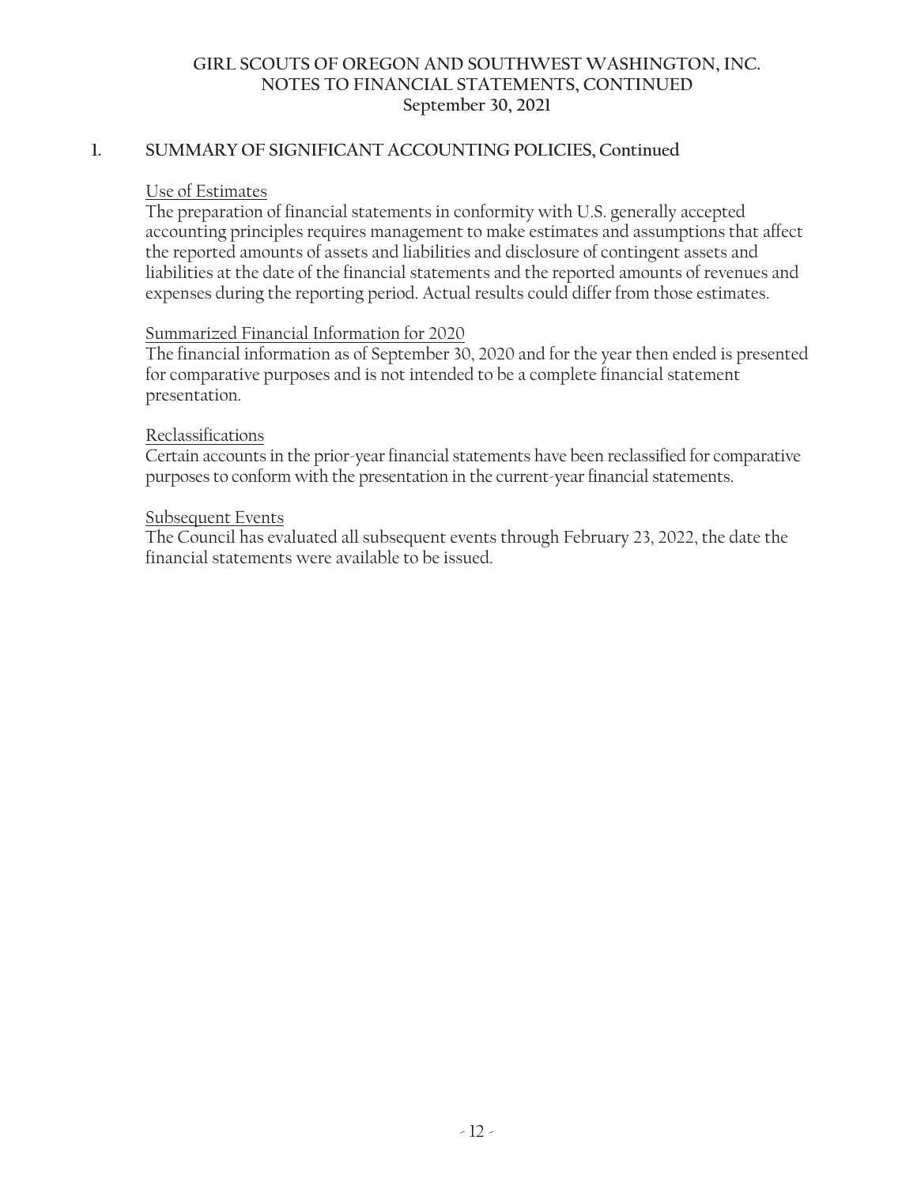## 1. SUMMARY OF SIGNIFICANT ACCOUNTING POLICIES, Continued

Use of Estimates

The preparation of financial statements in conformity with U.S. generally accepted accounting principles requires management to make estimates and assumptions that affect the reported amounts of assets and liabilities and disclosure of contingent assets and liabilities at the date of the financial statements and the reported amounts of revenues and expenses during the reporting period. Actual results could differ from those estimates.

Summarized Financial Information for 2020

The financial information as of September 30, 2020 and for the year then ended is presented for comparative purposes and is not intended to be a complete financial statement presentation.

Reclassifications

Certain accounts in the prior-year financial statements have been reclassified for comparative purposes to conform with the presentation in the current-year financial statements.

Subsequent Events

The Council has evaluated all subsequent events through February 23, 2022, the date the financial statements were available to be issued.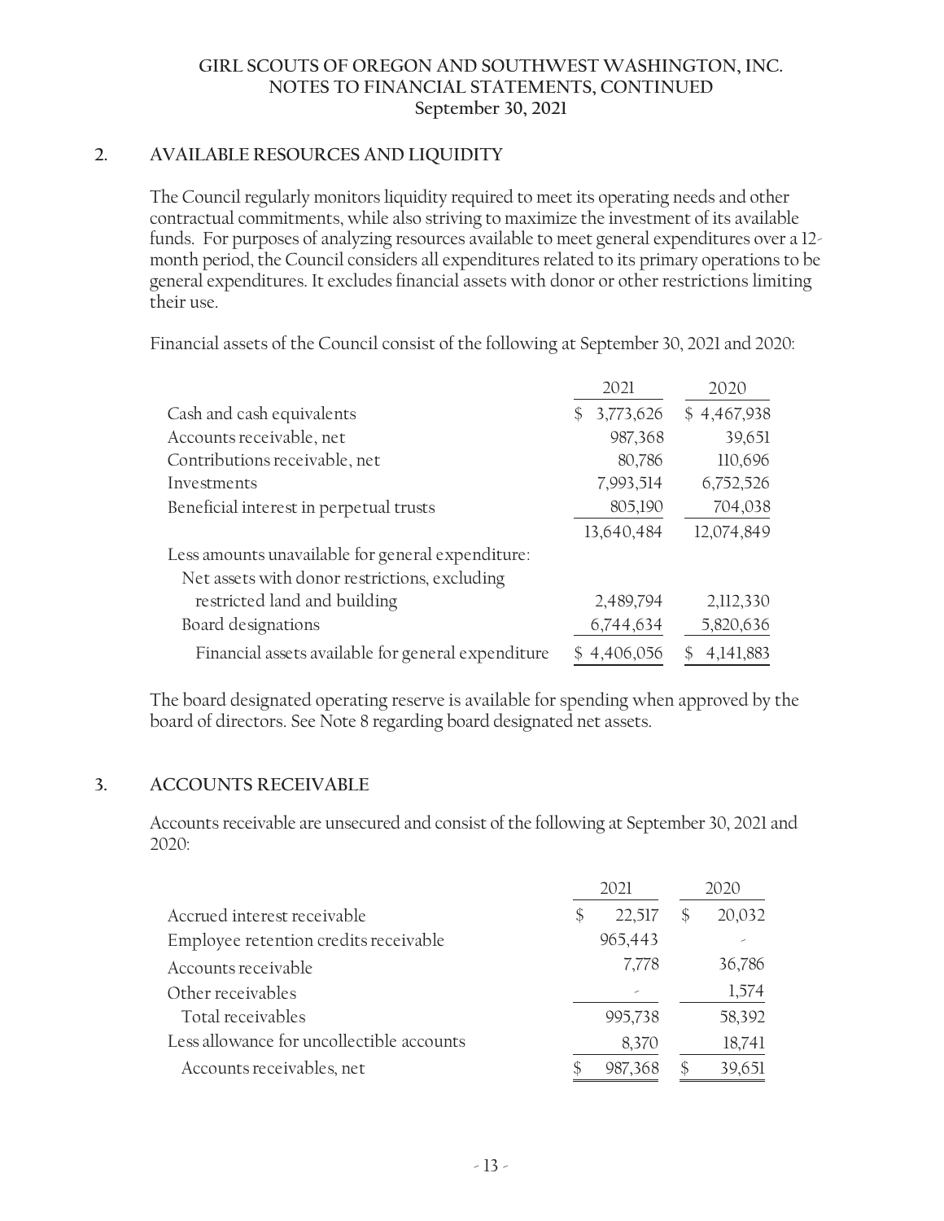## 2. AVAILABLE RESOURCES AND LIQUIDITY

The Council regularly monitors liquidity required to meet its operating needs and other contractual commitments, while also striving to maximize the investment of its available funds. For purposes of analyzing resources available to meet general expenditures over a 12-month period, the Council considers all expenditures related to its primary operations to be general expenditures. It excludes financial assets with donor or other restrictions limiting their use.

Financial assets of the Council consist of the following at September 30, 2021 and 2020:

| | 2021 | 2020 |
|---|---|---|
| Cash and cash equivalents | $ 3,773,626 | $ 4,467,938 |
| Accounts receivable, net | 987,368 | 39,651 |
| Contributions receivable, net | 80,786 | 110,696 |
| Investments | 7,993,514 | 6,752,526 |
| Beneficial interest in perpetual trusts | 805,190 | 704,038 |
| | 13,640,484 | 12,074,849 |
| Less amounts unavailable for general expenditure: | | |
| Net assets with donor restrictions, excluding restricted land and building | 2,489,794 | 2,112,330 |
| Board designations | 6,744,634 | 5,820,636 |
| Financial assets available for general expenditure | $ 4,406,056 | $ 4,141,883 |

The board designated operating reserve is available for spending when approved by the board of directors. See Note 8 regarding board designated net assets.

## 3. ACCOUNTS RECEIVABLE

Accounts receivable are unsecured and consist of the following at September 30, 2021 and 2020:

| | 2021 | 2020 |
|---|---|---|
| Accrued interest receivable | $ 22,517 | $ 20,032 |
| Employee retention credits receivable | 965,443 | - |
| Accounts receivable | 7,778 | 36,786 |
| Other receivables | - | 1,574 |
| Total receivables | 995,738 | 58,392 |
| Less allowance for uncollectible accounts | 8,370 | 18,741 |
| Accounts receivables, net | $ 987,368 | $ 39,651 |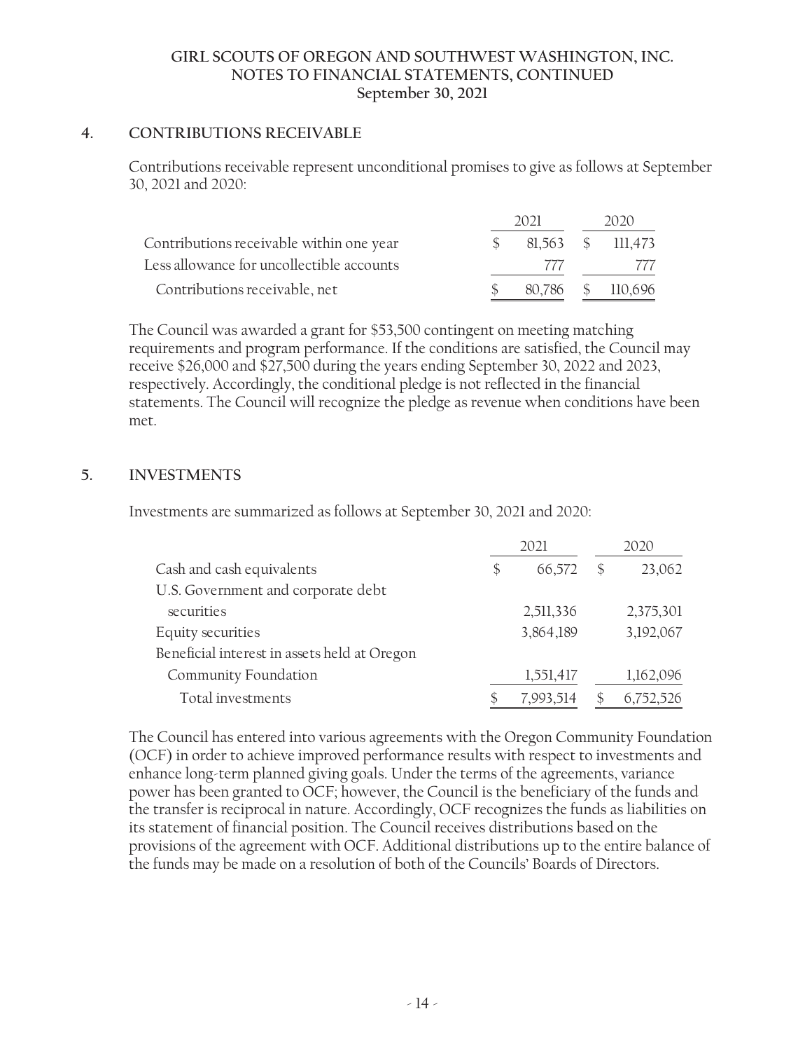## 4. CONTRIBUTIONS RECEIVABLE

Contributions receivable represent unconditional promises to give as follows at September 30, 2021 and 2020:

| | 2021 | 2020 |
|---|---|---|
| Contributions receivable within one year | $ 81,563 | $ 111,473 |
| Less allowance for uncollectible accounts | 777 | 777 |
| Contributions receivable, net | $ 80,786 | $ 110,696 |

The Council was awarded a grant for $53,500 contingent on meeting matching requirements and program performance. If the conditions are satisfied, the Council may receive $26,000 and $27,500 during the years ending September 30, 2022 and 2023, respectively. Accordingly, the conditional pledge is not reflected in the financial statements. The Council will recognize the pledge as revenue when conditions have been met.

## 5. INVESTMENTS

Investments are summarized as follows at September 30, 2021 and 2020:

| | 2021 | 2020 |
|---|---|---|
| Cash and cash equivalents | $ 66,572 | $ 23,062 |
| U.S. Government and corporate debt securities | 2,511,336 | 2,375,301 |
| Equity securities | 3,864,189 | 3,192,067 |
| Beneficial interest in assets held at Oregon Community Foundation | 1,551,417 | 1,162,096 |
| Total investments | $ 7,993,514 | $ 6,752,526 |

The Council has entered into various agreements with the Oregon Community Foundation (OCF) in order to achieve improved performance results with respect to investments and enhance long-term planned giving goals. Under the terms of the agreements, variance power has been granted to OCF; however, the Council is the beneficiary of the funds and the transfer is reciprocal in nature. Accordingly, OCF recognizes the funds as liabilities on its statement of financial position. The Council receives distributions based on the provisions of the agreement with OCF. Additional distributions up to the entire balance of the funds may be made on a resolution of both of the Councils' Boards of Directors.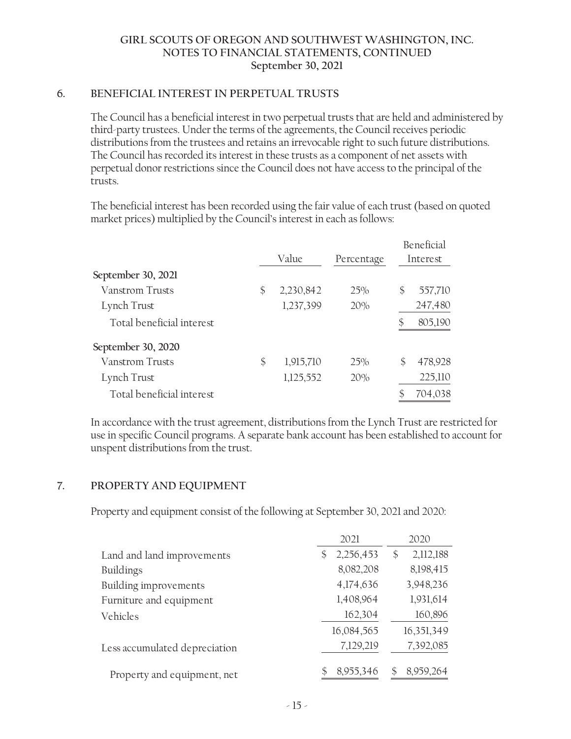# GIRL SCOUTS OF OREGON AND SOUTHWEST WASHINGTON, INC.
## NOTES TO FINANCIAL STATEMENTS, CONTINUED
### September 30, 2021

## 6. BENEFICIAL INTEREST IN PERPETUAL TRUSTS

The Council has a beneficial interest in two perpetual trusts that are held and administered by third-party trustees. Under the terms of the agreements, the Council receives periodic distributions from the trustees and retains an irrevocable right to such future distributions. The Council has recorded its interest in these trusts as a component of net assets with perpetual donor restrictions since the Council does not have access to the principal of the trusts.

The beneficial interest has been recorded using the fair value of each trust (based on quoted market prices) multiplied by the Council's interest in each as follows:

| | Value | Percentage | Beneficial Interest |
|---|---|---|---|
| **September 30, 2021** | | | |
| Vanstrom Trusts | $ 2,230,842 | 25% | $ 557,710 |
| Lynch Trust | 1,237,399 | 20% | 247,480 |
| Total beneficial interest | | | $ 805,190 |
| **September 30, 2020** | | | |
| Vanstrom Trusts | $ 1,915,710 | 25% | $ 478,928 |
| Lynch Trust | 1,125,552 | 20% | 225,110 |
| Total beneficial interest | | | $ 704,038 |

In accordance with the trust agreement, distributions from the Lynch Trust are restricted for use in specific Council programs. A separate bank account has been established to account for unspent distributions from the trust.

## 7. PROPERTY AND EQUIPMENT

Property and equipment consist of the following at September 30, 2021 and 2020:

| | 2021 | 2020 |
|---|---|---|
| Land and land improvements | $ 2,256,453 | $ 2,112,188 |
| Buildings | 8,082,208 | 8,198,415 |
| Building improvements | 4,174,636 | 3,948,236 |
| Furniture and equipment | 1,408,964 | 1,931,614 |
| Vehicles | 162,304 | 160,896 |
| | 16,084,565 | 16,351,349 |
| Less accumulated depreciation | 7,129,219 | 7,392,085 |
| Property and equipment, net | $ 8,955,346 | $ 8,959,264 |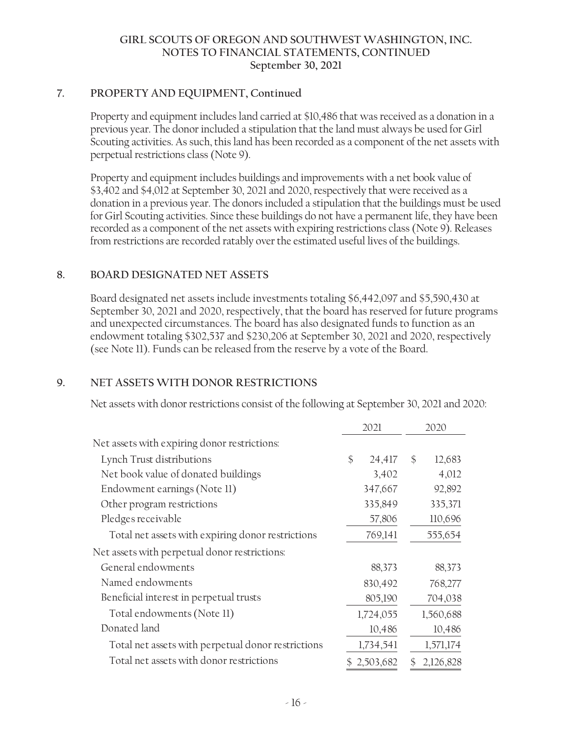## 7. PROPERTY AND EQUIPMENT, Continued

Property and equipment includes land carried at $10,486 that was received as a donation in a previous year. The donor included a stipulation that the land must always be used for Girl Scouting activities. As such, this land has been recorded as a component of the net assets with perpetual restrictions class (Note 9).

Property and equipment includes buildings and improvements with a net book value of $3,402 and $4,012 at September 30, 2021 and 2020, respectively that were received as a donation in a previous year. The donors included a stipulation that the buildings must be used for Girl Scouting activities. Since these buildings do not have a permanent life, they have been recorded as a component of the net assets with expiring restrictions class (Note 9). Releases from restrictions are recorded ratably over the estimated useful lives of the buildings.

## 8. BOARD DESIGNATED NET ASSETS

Board designated net assets include investments totaling $6,442,097 and $5,590,430 at September 30, 2021 and 2020, respectively, that the board has reserved for future programs and unexpected circumstances. The board has also designated funds to function as an endowment totaling $302,537 and $230,206 at September 30, 2021 and 2020, respectively (see Note 11). Funds can be released from the reserve by a vote of the Board.

## 9. NET ASSETS WITH DONOR RESTRICTIONS

Net assets with donor restrictions consist of the following at September 30, 2021 and 2020:

| | 2021 | 2020 |
|---|---|---|
| Net assets with expiring donor restrictions: | | |
| Lynch Trust distributions | $ 24,417 | $ 12,683 |
| Net book value of donated buildings | 3,402 | 4,012 |
| Endowment earnings (Note 11) | 347,667 | 92,892 |
| Other program restrictions | 335,849 | 335,371 |
| Pledges receivable | 57,806 | 110,696 |
| Total net assets with expiring donor restrictions | 769,141 | 555,654 |
| Net assets with perpetual donor restrictions: | | |
| General endowments | 88,373 | 88,373 |
| Named endowments | 830,492 | 768,277 |
| Beneficial interest in perpetual trusts | 805,190 | 704,038 |
| Total endowments (Note 11) | 1,724,055 | 1,560,688 |
| Donated land | 10,486 | 10,486 |
| Total net assets with perpetual donor restrictions | 1,734,541 | 1,571,174 |
| Total net assets with donor restrictions | $ 2,503,682 | $ 2,126,828 |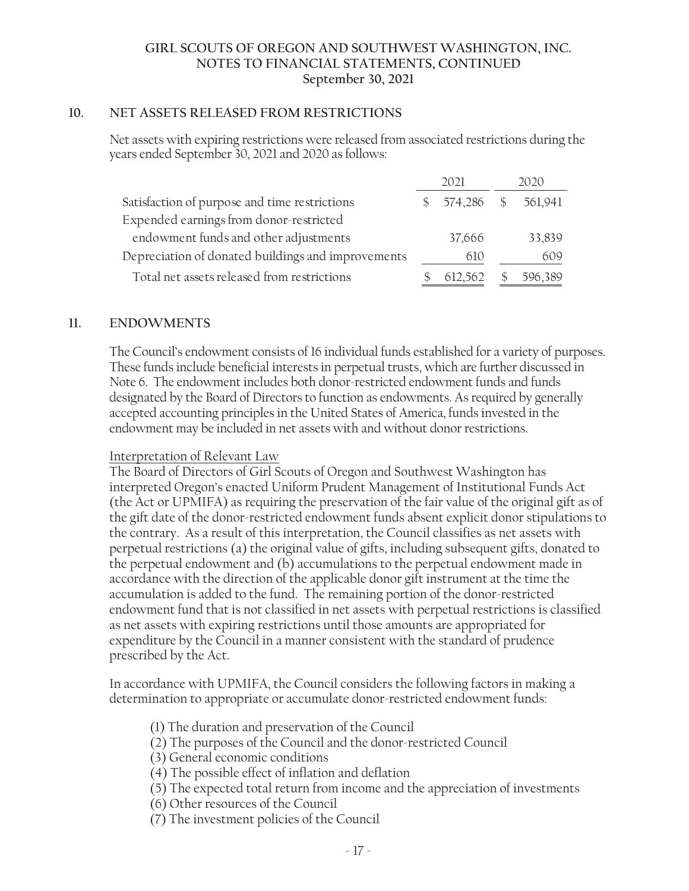## 10. NET ASSETS RELEASED FROM RESTRICTIONS

Net assets with expiring restrictions were released from associated restrictions during the years ended September 30, 2021 and 2020 as follows:

| | 2021 | 2020 |
|---|---|---|
| Satisfaction of purpose and time restrictions | $ 574,286 | $ 561,941 |
| Expended earnings from donor-restricted endowment funds and other adjustments | 37,666 | 33,839 |
| Depreciation of donated buildings and improvements | 610 | 609 |
| Total net assets released from restrictions | $ 612,562 | $ 596,389 |

## 11. ENDOWMENTS

The Council's endowment consists of 16 individual funds established for a variety of purposes. These funds include beneficial interests in perpetual trusts, which are further discussed in Note 6. The endowment includes both donor-restricted endowment funds and funds designated by the Board of Directors to function as endowments. As required by generally accepted accounting principles in the United States of America, funds invested in the endowment may be included in net assets with and without donor restrictions.

Interpretation of Relevant Law

The Board of Directors of Girl Scouts of Oregon and Southwest Washington has interpreted Oregon's enacted Uniform Prudent Management of Institutional Funds Act (the Act or UPMIFA) as requiring the preservation of the fair value of the original gift as of the gift date of the donor-restricted endowment funds absent explicit donor stipulations to the contrary. As a result of this interpretation, the Council classifies as net assets with perpetual restrictions (a) the original value of gifts, including subsequent gifts, donated to the perpetual endowment and (b) accumulations to the perpetual endowment made in accordance with the direction of the applicable donor gift instrument at the time the accumulation is added to the fund. The remaining portion of the donor-restricted endowment fund that is not classified in net assets with perpetual restrictions is classified as net assets with expiring restrictions until those amounts are appropriated for expenditure by the Council in a manner consistent with the standard of prudence prescribed by the Act.

In accordance with UPMIFA, the Council considers the following factors in making a determination to appropriate or accumulate donor-restricted endowment funds:

(1) The duration and preservation of the Council
(2) The purposes of the Council and the donor-restricted Council
(3) General economic conditions
(4) The possible effect of inflation and deflation
(5) The expected total return from income and the appreciation of investments
(6) Other resources of the Council
(7) The investment policies of the Council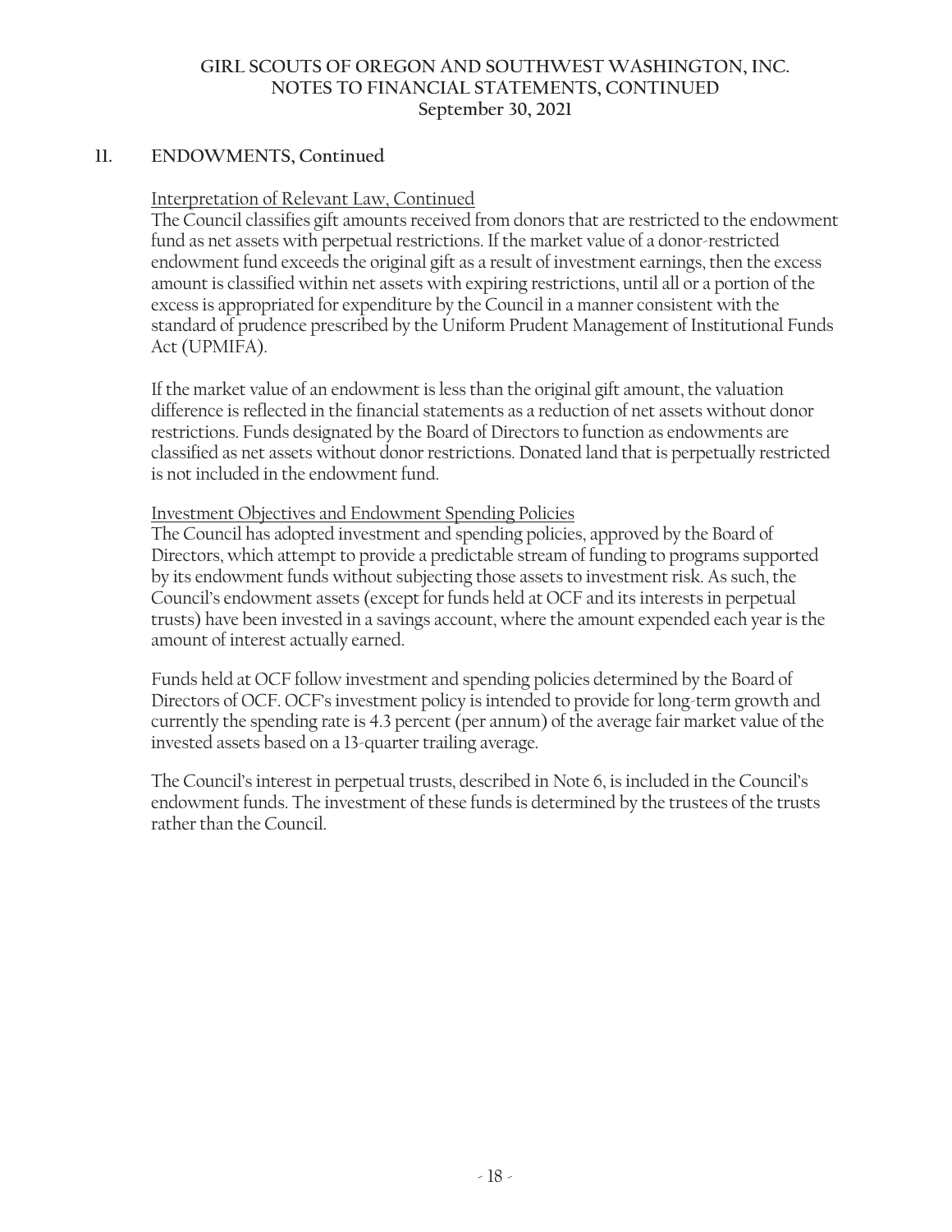## 11. ENDOWMENTS, Continued

Interpretation of Relevant Law, Continued

The Council classifies gift amounts received from donors that are restricted to the endowment fund as net assets with perpetual restrictions. If the market value of a donor-restricted endowment fund exceeds the original gift as a result of investment earnings, then the excess amount is classified within net assets with expiring restrictions, until all or a portion of the excess is appropriated for expenditure by the Council in a manner consistent with the standard of prudence prescribed by the Uniform Prudent Management of Institutional Funds Act (UPMIFA).

If the market value of an endowment is less than the original gift amount, the valuation difference is reflected in the financial statements as a reduction of net assets without donor restrictions. Funds designated by the Board of Directors to function as endowments are classified as net assets without donor restrictions. Donated land that is perpetually restricted is not included in the endowment fund.

Investment Objectives and Endowment Spending Policies

The Council has adopted investment and spending policies, approved by the Board of Directors, which attempt to provide a predictable stream of funding to programs supported by its endowment funds without subjecting those assets to investment risk. As such, the Council's endowment assets (except for funds held at OCF and its interests in perpetual trusts) have been invested in a savings account, where the amount expended each year is the amount of interest actually earned.

Funds held at OCF follow investment and spending policies determined by the Board of Directors of OCF. OCF's investment policy is intended to provide for long-term growth and currently the spending rate is 4.3 percent (per annum) of the average fair market value of the invested assets based on a 13-quarter trailing average.

The Council's interest in perpetual trusts, described in Note 6, is included in the Council's endowment funds. The investment of these funds is determined by the trustees of the trusts rather than the Council.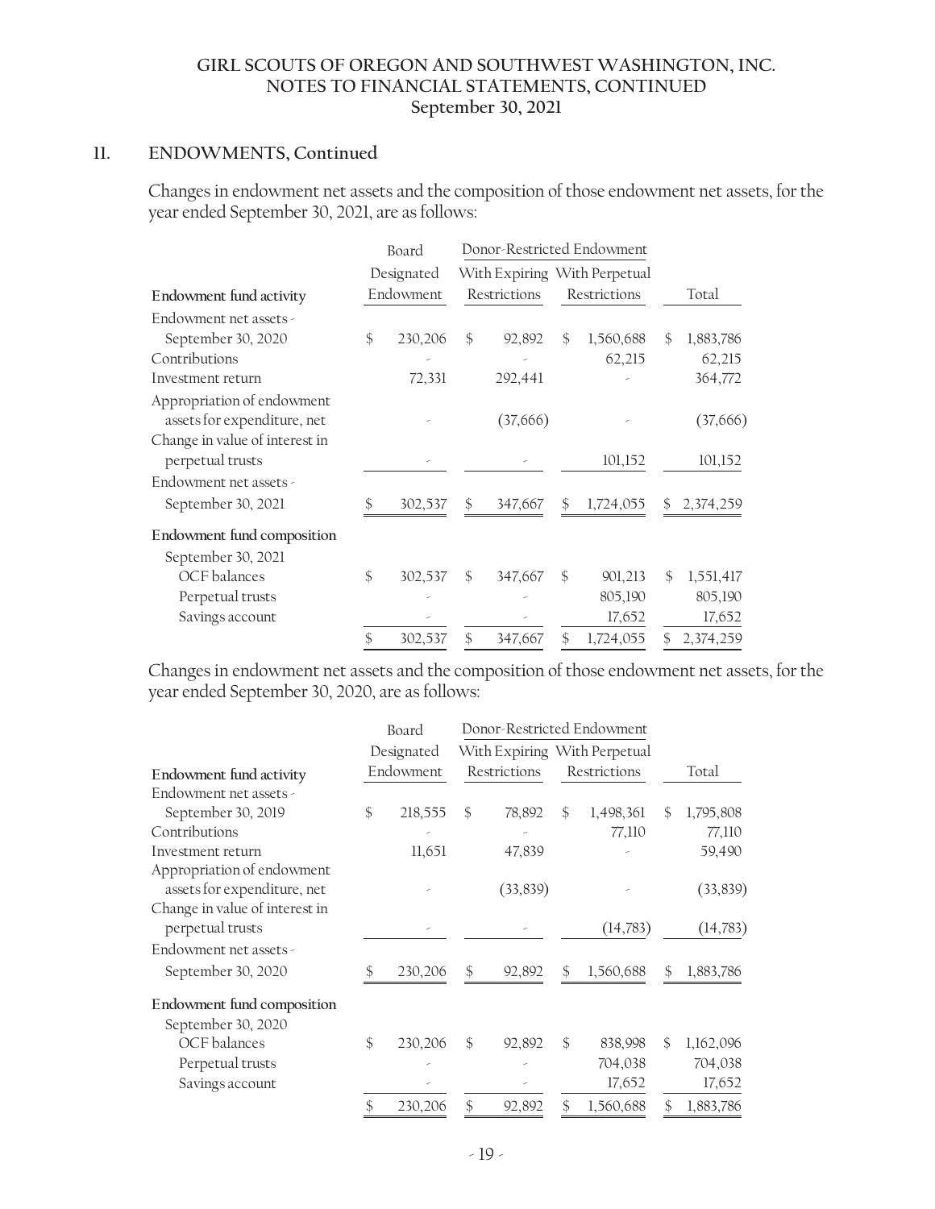## 11. ENDOWMENTS, Continued

Changes in endowment net assets and the composition of those endowment net assets, for the year ended September 30, 2021, are as follows:

| | Board Designated Endowment | Donor-Restricted Endowment | | Total |
|---|---|---|---|---|
| **Endowment fund activity** | | With Expiring Restrictions | With Perpetual Restrictions | |
| Endowment net assets - September 30, 2020 | $ 230,206 | $ 92,892 | $ 1,560,688 | $ 1,883,786 |
| Contributions | - | - | 62,215 | 62,215 |
| Investment return | 72,331 | 292,441 | - | 364,772 |
| Appropriation of endowment assets for expenditure, net | - | (37,666) | - | (37,666) |
| Change in value of interest in perpetual trusts | - | - | 101,152 | 101,152 |
| Endowment net assets - September 30, 2021 | $ 302,537 | $ 347,667 | $ 1,724,055 | $ 2,374,259 |
| **Endowment fund composition** | | | | |
| September 30, 2021 | | | | |
| OCF balances | $ 302,537 | $ 347,667 | $ 901,213 | $ 1,551,417 |
| Perpetual trusts | - | - | 805,190 | 805,190 |
| Savings account | - | - | 17,652 | 17,652 |
| | $ 302,537 | $ 347,667 | $ 1,724,055 | $ 2,374,259 |

Changes in endowment net assets and the composition of those endowment net assets, for the year ended September 30, 2020, are as follows:

| | Board Designated Endowment | Donor-Restricted Endowment | | Total |
|---|---|---|---|---|
| **Endowment fund activity** | | With Expiring Restrictions | With Perpetual Restrictions | |
| Endowment net assets - September 30, 2019 | $ 218,555 | $ 78,892 | $ 1,498,361 | $ 1,795,808 |
| Contributions | - | - | 77,110 | 77,110 |
| Investment return | 11,651 | 47,839 | - | 59,490 |
| Appropriation of endowment assets for expenditure, net | - | (33,839) | - | (33,839) |
| Change in value of interest in perpetual trusts | - | - | (14,783) | (14,783) |
| Endowment net assets - September 30, 2020 | $ 230,206 | $ 92,892 | $ 1,560,688 | $ 1,883,786 |
| **Endowment fund composition** | | | | |
| September 30, 2020 | | | | |
| OCF balances | $ 230,206 | $ 92,892 | $ 838,998 | $ 1,162,096 |
| Perpetual trusts | - | - | 704,038 | 704,038 |
| Savings account | - | - | 17,652 | 17,652 |
| | $ 230,206 | $ 92,892 | $ 1,560,688 | $ 1,883,786 |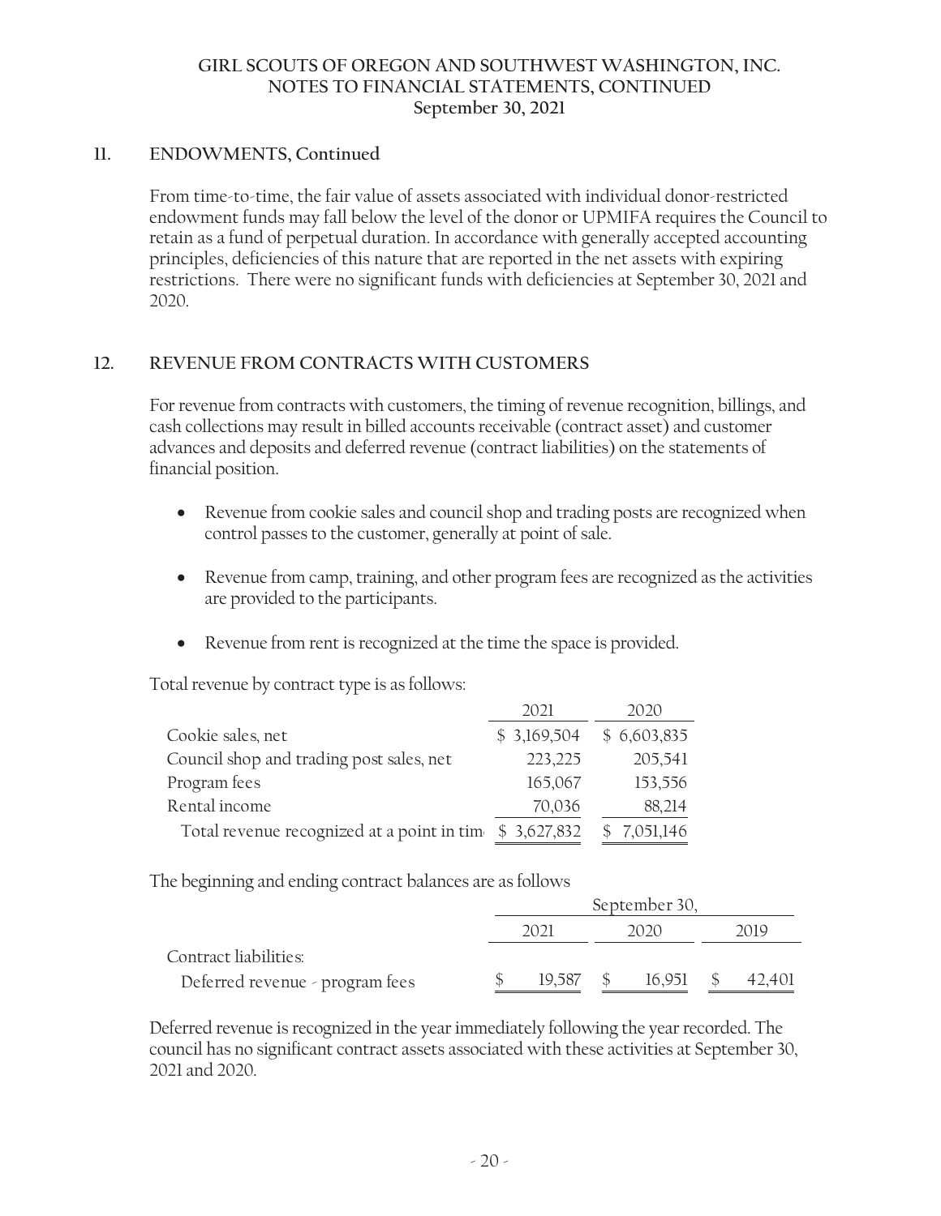## 11. ENDOWMENTS, Continued

From time-to-time, the fair value of assets associated with individual donor-restricted endowment funds may fall below the level of the donor or UPMIFA requires the Council to retain as a fund of perpetual duration. In accordance with generally accepted accounting principles, deficiencies of this nature that are reported in the net assets with expiring restrictions. There were no significant funds with deficiencies at September 30, 2021 and 2020.

## 12. REVENUE FROM CONTRACTS WITH CUSTOMERS

For revenue from contracts with customers, the timing of revenue recognition, billings, and cash collections may result in billed accounts receivable (contract asset) and customer advances and deposits and deferred revenue (contract liabilities) on the statements of financial position.

- Revenue from cookie sales and council shop and trading posts are recognized when control passes to the customer, generally at point of sale.
- Revenue from camp, training, and other program fees are recognized as the activities are provided to the participants.
- Revenue from rent is recognized at the time the space is provided.

Total revenue by contract type is as follows:

| | 2021 | 2020 |
|---|---|---|
| Cookie sales, net | $ 3,169,504 | $ 6,603,835 |
| Council shop and trading post sales, net | 223,225 | 205,541 |
| Program fees | 165,067 | 153,556 |
| Rental income | 70,036 | 88,214 |
| Total revenue recognized at a point in tim | $ 3,627,832 | $ 7,051,146 |

The beginning and ending contract balances are as follows

| | September 30, | | |
|---|---|---|---|
| | 2021 | 2020 | 2019 |
| Contract liabilities: | | | |
| Deferred revenue - program fees | $ 19,587 | $ 16,951 | $ 42,401 |

Deferred revenue is recognized in the year immediately following the year recorded. The council has no significant contract assets associated with these activities at September 30, 2021 and 2020.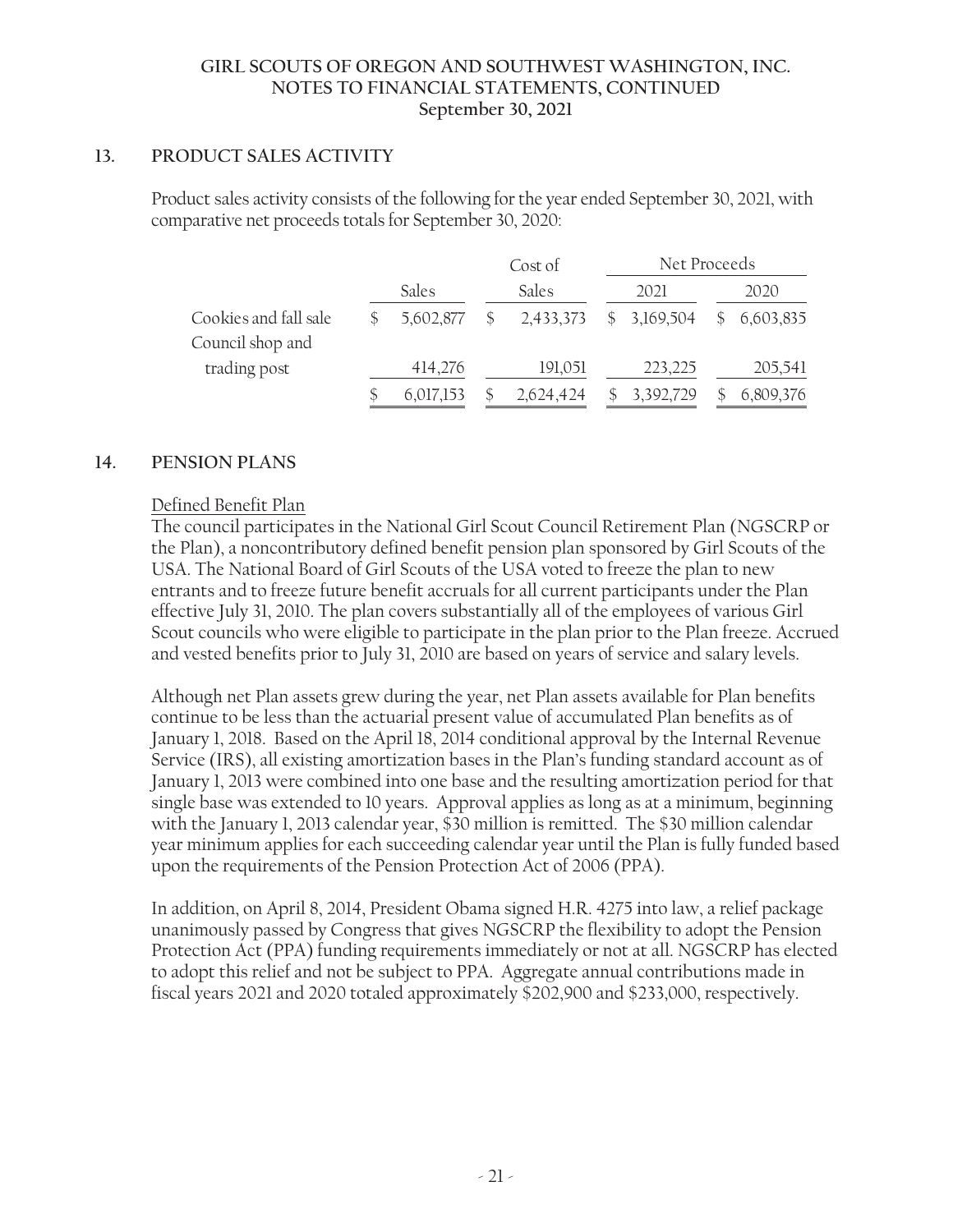## 13. PRODUCT SALES ACTIVITY

Product sales activity consists of the following for the year ended September 30, 2021, with comparative net proceeds totals for September 30, 2020:

| | Sales | Cost of Sales | Net Proceeds 2021 | Net Proceeds 2020 |
|---|---|---|---|---|
| Cookies and fall sale | $ 5,602,877 | $ 2,433,373 | $ 3,169,504 | $ 6,603,835 |
| Council shop and trading post | 414,276 | 191,051 | 223,225 | 205,541 |
| | $ 6,017,153 | $ 2,624,424 | $ 3,392,729 | $ 6,809,376 |

## 14. PENSION PLANS

Defined Benefit Plan

The council participates in the National Girl Scout Council Retirement Plan (NGSCRP or the Plan), a noncontributory defined benefit pension plan sponsored by Girl Scouts of the USA. The National Board of Girl Scouts of the USA voted to freeze the plan to new entrants and to freeze future benefit accruals for all current participants under the Plan effective July 31, 2010. The plan covers substantially all of the employees of various Girl Scout councils who were eligible to participate in the plan prior to the Plan freeze. Accrued and vested benefits prior to July 31, 2010 are based on years of service and salary levels.

Although net Plan assets grew during the year, net Plan assets available for Plan benefits continue to be less than the actuarial present value of accumulated Plan benefits as of January 1, 2018. Based on the April 18, 2014 conditional approval by the Internal Revenue Service (IRS), all existing amortization bases in the Plan's funding standard account as of January 1, 2013 were combined into one base and the resulting amortization period for that single base was extended to 10 years. Approval applies as long as at a minimum, beginning with the January 1, 2013 calendar year, $30 million is remitted. The $30 million calendar year minimum applies for each succeeding calendar year until the Plan is fully funded based upon the requirements of the Pension Protection Act of 2006 (PPA).

In addition, on April 8, 2014, President Obama signed H.R. 4275 into law, a relief package unanimously passed by Congress that gives NGSCRP the flexibility to adopt the Pension Protection Act (PPA) funding requirements immediately or not at all. NGSCRP has elected to adopt this relief and not be subject to PPA. Aggregate annual contributions made in fiscal years 2021 and 2020 totaled approximately $202,900 and $233,000, respectively.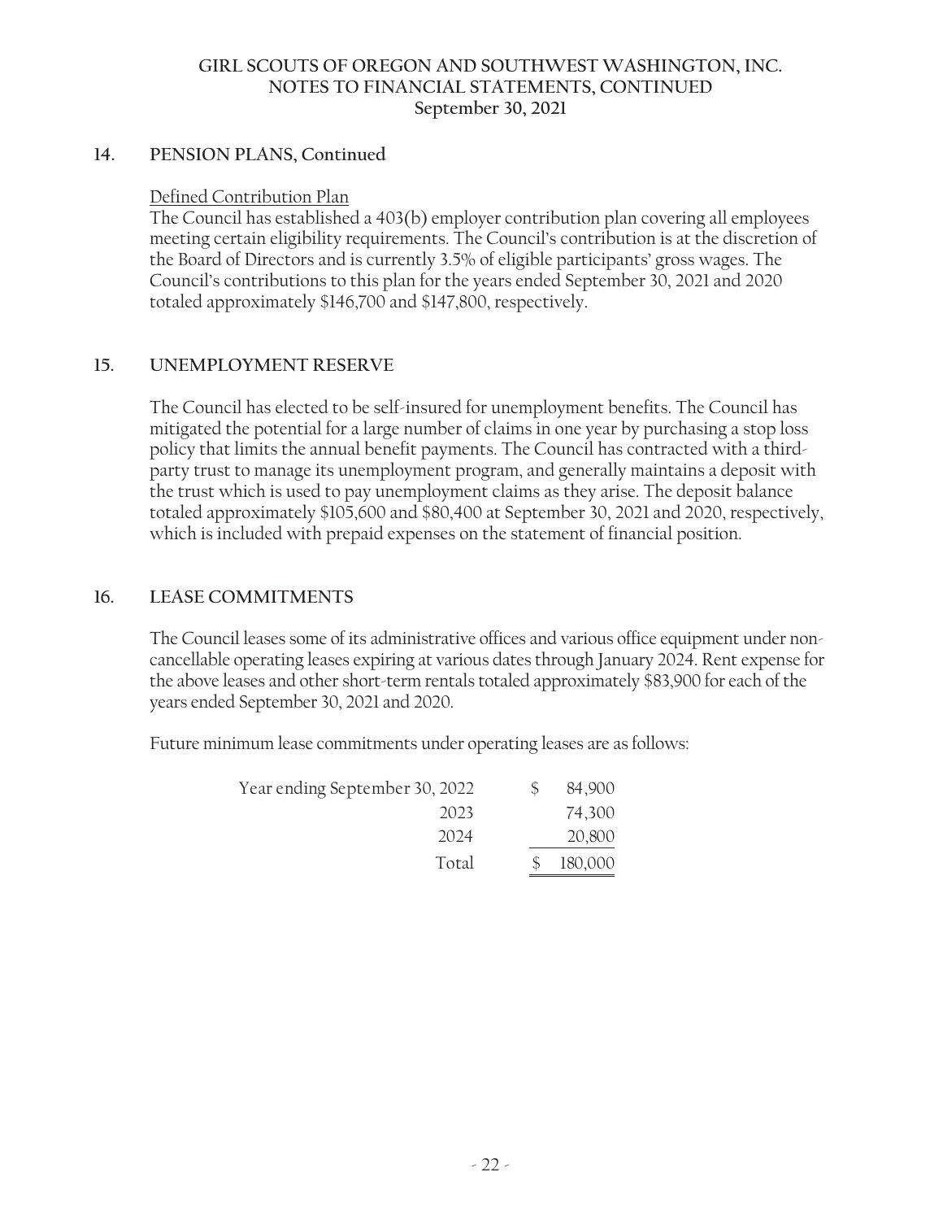## 14. PENSION PLANS, Continued

Defined Contribution Plan

The Council has established a 403(b) employer contribution plan covering all employees meeting certain eligibility requirements. The Council's contribution is at the discretion of the Board of Directors and is currently 3.5% of eligible participants' gross wages. The Council's contributions to this plan for the years ended September 30, 2021 and 2020 totaled approximately $146,700 and $147,800, respectively.

## 15. UNEMPLOYMENT RESERVE

The Council has elected to be self-insured for unemployment benefits. The Council has mitigated the potential for a large number of claims in one year by purchasing a stop loss policy that limits the annual benefit payments. The Council has contracted with a third-party trust to manage its unemployment program, and generally maintains a deposit with the trust which is used to pay unemployment claims as they arise. The deposit balance totaled approximately $105,600 and $80,400 at September 30, 2021 and 2020, respectively, which is included with prepaid expenses on the statement of financial position.

## 16. LEASE COMMITMENTS

The Council leases some of its administrative offices and various office equipment under non-cancellable operating leases expiring at various dates through January 2024. Rent expense for the above leases and other short-term rentals totaled approximately $83,900 for each of the years ended September 30, 2021 and 2020.

Future minimum lease commitments under operating leases are as follows:

| | |
|---|---|
| Year ending September 30, 2022 | $ 84,900 |
| 2023 | 74,300 |
| 2024 | 20,800 |
| Total | $ 180,000 |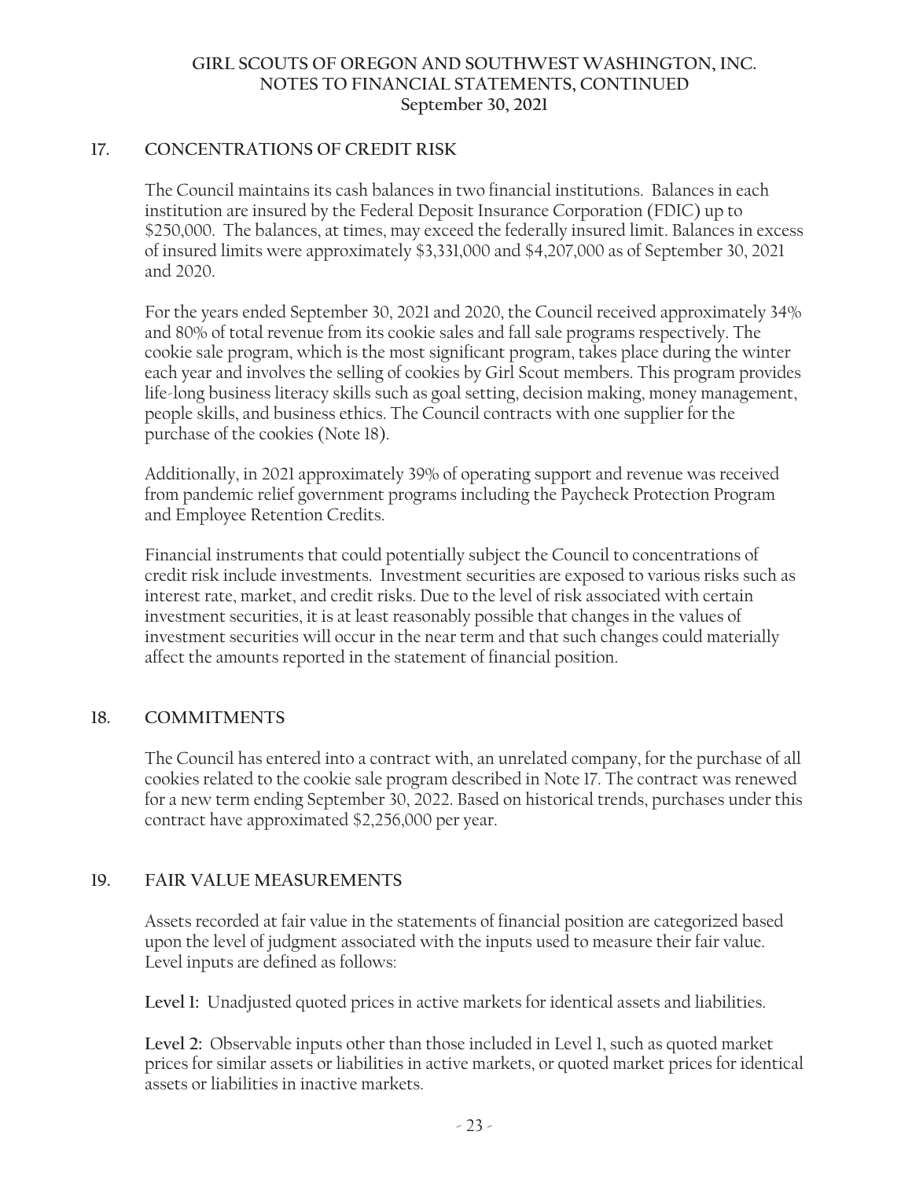## 17. CONCENTRATIONS OF CREDIT RISK

The Council maintains its cash balances in two financial institutions. Balances in each institution are insured by the Federal Deposit Insurance Corporation (FDIC) up to $250,000. The balances, at times, may exceed the federally insured limit. Balances in excess of insured limits were approximately $3,331,000 and $4,207,000 as of September 30, 2021 and 2020.

For the years ended September 30, 2021 and 2020, the Council received approximately 34% and 80% of total revenue from its cookie sales and fall sale programs respectively. The cookie sale program, which is the most significant program, takes place during the winter each year and involves the selling of cookies by Girl Scout members. This program provides life-long business literacy skills such as goal setting, decision making, money management, people skills, and business ethics. The Council contracts with one supplier for the purchase of the cookies (Note 18).

Additionally, in 2021 approximately 39% of operating support and revenue was received from pandemic relief government programs including the Paycheck Protection Program and Employee Retention Credits.

Financial instruments that could potentially subject the Council to concentrations of credit risk include investments. Investment securities are exposed to various risks such as interest rate, market, and credit risks. Due to the level of risk associated with certain investment securities, it is at least reasonably possible that changes in the values of investment securities will occur in the near term and that such changes could materially affect the amounts reported in the statement of financial position.

## 18. COMMITMENTS

The Council has entered into a contract with, an unrelated company, for the purchase of all cookies related to the cookie sale program described in Note 17. The contract was renewed for a new term ending September 30, 2022. Based on historical trends, purchases under this contract have approximated $2,256,000 per year.

## 19. FAIR VALUE MEASUREMENTS

Assets recorded at fair value in the statements of financial position are categorized based upon the level of judgment associated with the inputs used to measure their fair value. Level inputs are defined as follows:

**Level 1:** Unadjusted quoted prices in active markets for identical assets and liabilities.

**Level 2:** Observable inputs other than those included in Level 1, such as quoted market prices for similar assets or liabilities in active markets, or quoted market prices for identical assets or liabilities in inactive markets.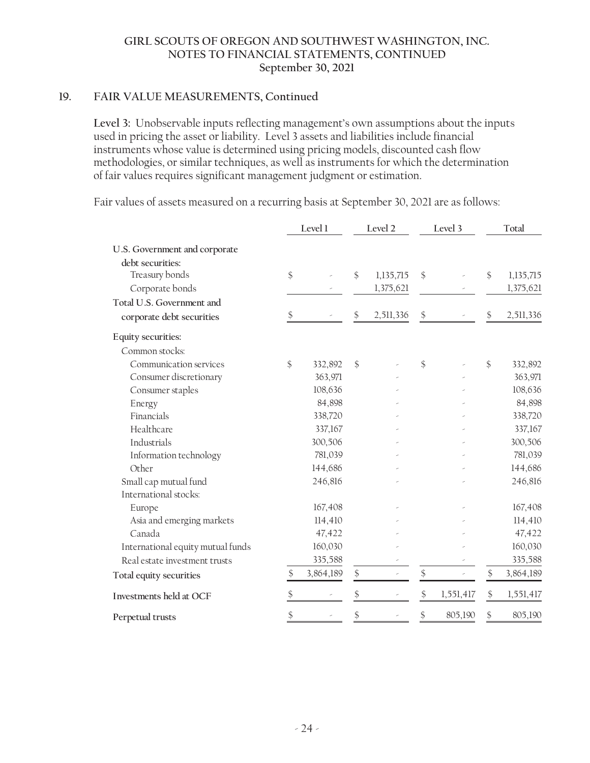GIRL SCOUTS OF OREGON AND SOUTHWEST WASHINGTON, INC.
NOTES TO FINANCIAL STATEMENTS, CONTINUED
September 30, 2021

## 19. FAIR VALUE MEASUREMENTS, Continued

**Level 3:** Unobservable inputs reflecting management's own assumptions about the inputs used in pricing the asset or liability. Level 3 assets and liabilities include financial instruments whose value is determined using pricing models, discounted cash flow methodologies, or similar techniques, as well as instruments for which the determination of fair values requires significant management judgment or estimation.

Fair values of assets measured on a recurring basis at September 30, 2021 are as follows:

| | Level 1 | Level 2 | Level 3 | Total |
|---|---|---|---|---|
| U.S. Government and corporate debt securities: | | | | |
| Treasury bonds | $ - | $ 1,135,715 | $ - | $ 1,135,715 |
| Corporate bonds | - | 1,375,621 | - | 1,375,621 |
| **Total U.S. Government and corporate debt securities** | $ - | $ 2,511,336 | $ - | $ 2,511,336 |
| **Equity securities:** | | | | |
| Common stocks: | | | | |
| Communication services | $ 332,892 | $ - | $ - | $ 332,892 |
| Consumer discretionary | 363,971 | - | - | 363,971 |
| Consumer staples | 108,636 | - | - | 108,636 |
| Energy | 84,898 | - | - | 84,898 |
| Financials | 338,720 | - | - | 338,720 |
| Healthcare | 337,167 | - | - | 337,167 |
| Industrials | 300,506 | - | - | 300,506 |
| Information technology | 781,039 | - | - | 781,039 |
| Other | 144,686 | - | - | 144,686 |
| Small cap mutual fund | 246,816 | - | - | 246,816 |
| International stocks: | | | | |
| Europe | 167,408 | - | - | 167,408 |
| Asia and emerging markets | 114,410 | - | - | 114,410 |
| Canada | 47,422 | - | - | 47,422 |
| International equity mutual funds | 160,030 | - | - | 160,030 |
| Real estate investment trusts | 335,588 | - | - | 335,588 |
| **Total equity securities** | $ 3,864,189 | $ - | $ - | $ 3,864,189 |
| **Investments held at OCF** | $ - | $ - | $ 1,551,417 | $ 1,551,417 |
| **Perpetual trusts** | $ - | $ - | $ 805,190 | $ 805,190 |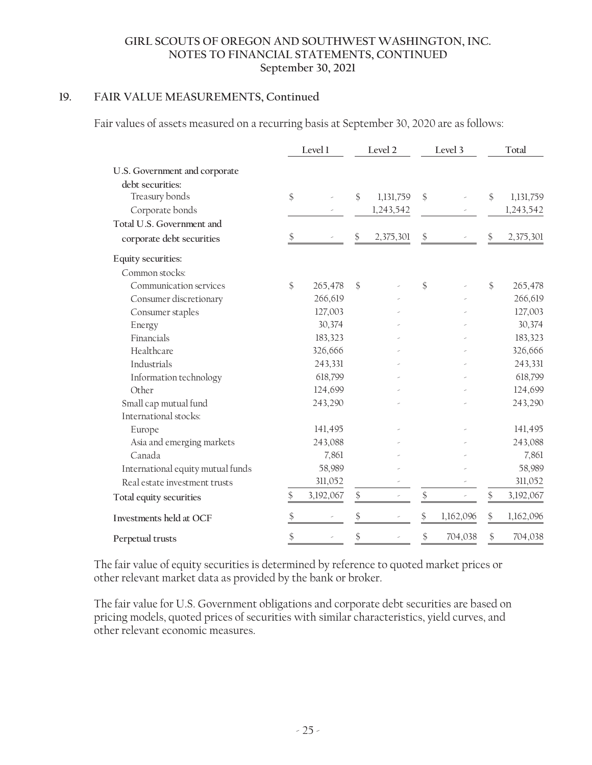## 19. FAIR VALUE MEASUREMENTS, Continued

Fair values of assets measured on a recurring basis at September 30, 2020 are as follows:

| | Level 1 | Level 2 | Level 3 | Total |
|---|---|---|---|---|
| U.S. Government and corporate debt securities: | | | | |
| Treasury bonds | $ - | $ 1,131,759 | $ - | $ 1,131,759 |
| Corporate bonds | - | 1,243,542 | - | 1,243,542 |
| **Total U.S. Government and corporate debt securities** | $ - | $ 2,375,301 | $ - | $ 2,375,301 |
| **Equity securities:** | | | | |
| Common stocks: | | | | |
| Communication services | $ 265,478 | $ - | $ - | $ 265,478 |
| Consumer discretionary | 266,619 | - | - | 266,619 |
| Consumer staples | 127,003 | - | - | 127,003 |
| Energy | 30,374 | - | - | 30,374 |
| Financials | 183,323 | - | - | 183,323 |
| Healthcare | 326,666 | - | - | 326,666 |
| Industrials | 243,331 | - | - | 243,331 |
| Information technology | 618,799 | - | - | 618,799 |
| Other | 124,699 | - | - | 124,699 |
| Small cap mutual fund | 243,290 | - | - | 243,290 |
| International stocks: | | | | |
| Europe | 141,495 | - | - | 141,495 |
| Asia and emerging markets | 243,088 | - | - | 243,088 |
| Canada | 7,861 | - | - | 7,861 |
| International equity mutual funds | 58,989 | - | - | 58,989 |
| Real estate investment trusts | 311,052 | - | - | 311,052 |
| **Total equity securities** | $ 3,192,067 | $ - | $ - | $ 3,192,067 |
| **Investments held at OCF** | $ - | $ - | $ 1,162,096 | $ 1,162,096 |
| **Perpetual trusts** | $ - | $ - | $ 704,038 | $ 704,038 |

The fair value of equity securities is determined by reference to quoted market prices or other relevant market data as provided by the bank or broker.

The fair value for U.S. Government obligations and corporate debt securities are based on pricing models, quoted prices of securities with similar characteristics, yield curves, and other relevant economic measures.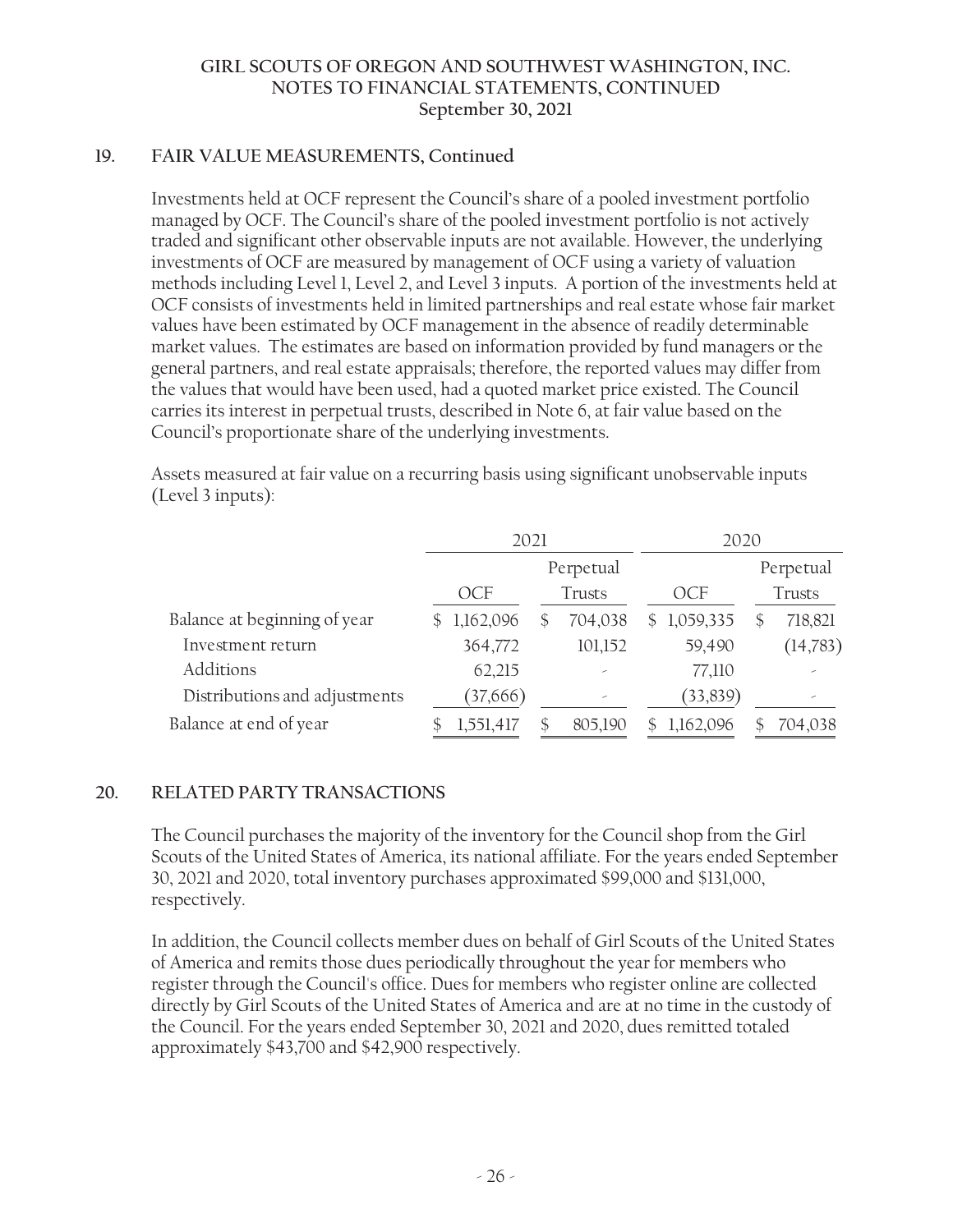## 19. FAIR VALUE MEASUREMENTS, Continued

Investments held at OCF represent the Council's share of a pooled investment portfolio managed by OCF. The Council's share of the pooled investment portfolio is not actively traded and significant other observable inputs are not available. However, the underlying investments of OCF are measured by management of OCF using a variety of valuation methods including Level 1, Level 2, and Level 3 inputs. A portion of the investments held at OCF consists of investments held in limited partnerships and real estate whose fair market values have been estimated by OCF management in the absence of readily determinable market values. The estimates are based on information provided by fund managers or the general partners, and real estate appraisals; therefore, the reported values may differ from the values that would have been used, had a quoted market price existed. The Council carries its interest in perpetual trusts, described in Note 6, at fair value based on the Council's proportionate share of the underlying investments.

Assets measured at fair value on a recurring basis using significant unobservable inputs (Level 3 inputs):

| | 2021 | | 2020 | |
|---|---|---|---|---|
| | OCF | Perpetual Trusts | OCF | Perpetual Trusts |
| Balance at beginning of year | $ 1,162,096 | $ 704,038 | $ 1,059,335 | $ 718,821 |
| Investment return | 364,772 | 101,152 | 59,490 | (14,783) |
| Additions | 62,215 | - | 77,110 | - |
| Distributions and adjustments | (37,666) | - | (33,839) | - |
| Balance at end of year | $ 1,551,417 | $ 805,190 | $ 1,162,096 | $ 704,038 |

## 20. RELATED PARTY TRANSACTIONS

The Council purchases the majority of the inventory for the Council shop from the Girl Scouts of the United States of America, its national affiliate. For the years ended September 30, 2021 and 2020, total inventory purchases approximated $99,000 and $131,000, respectively.

In addition, the Council collects member dues on behalf of Girl Scouts of the United States of America and remits those dues periodically throughout the year for members who register through the Council's office. Dues for members who register online are collected directly by Girl Scouts of the United States of America and are at no time in the custody of the Council. For the years ended September 30, 2021 and 2020, dues remitted totaled approximately $43,700 and $42,900 respectively.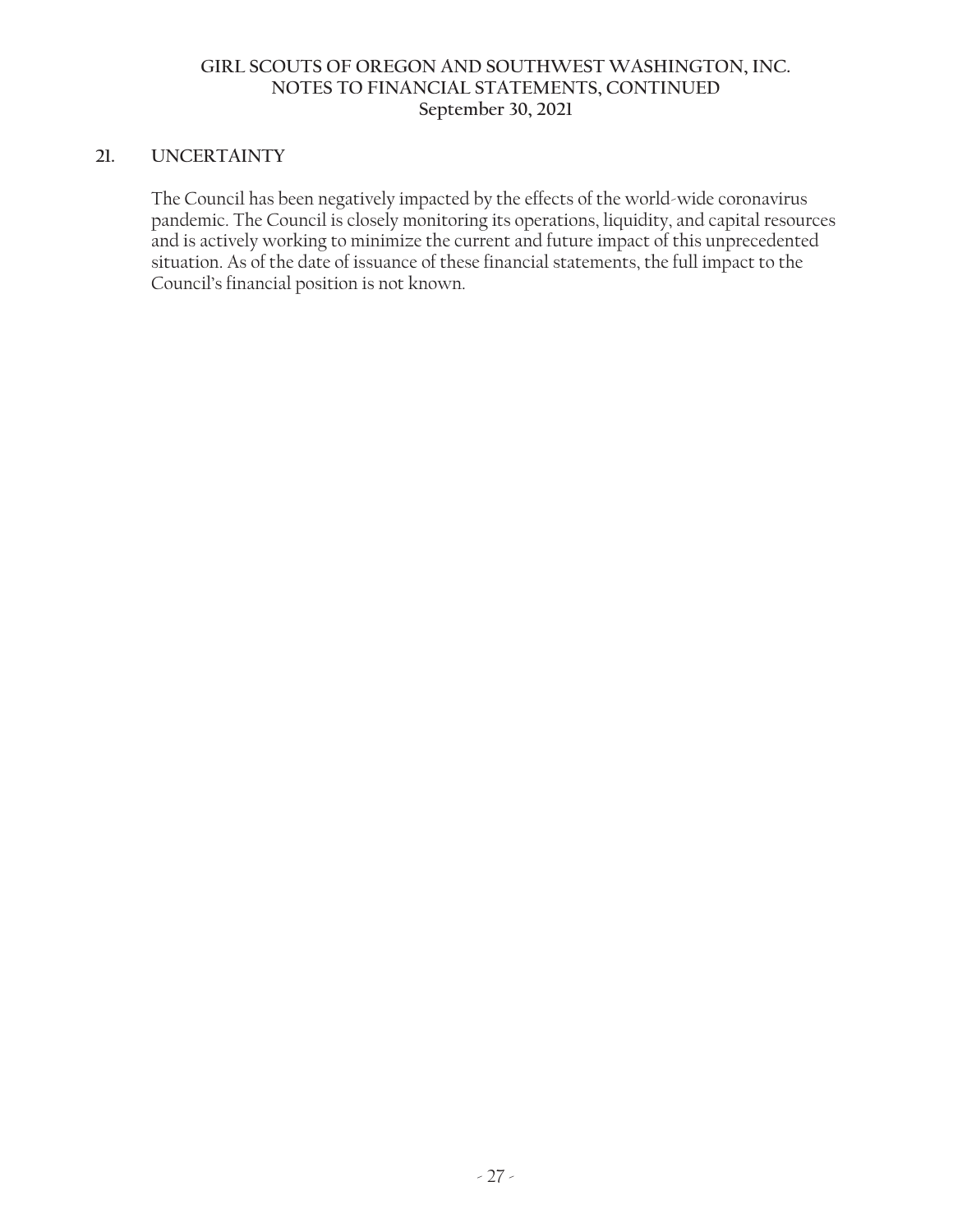## 21. UNCERTAINTY

The Council has been negatively impacted by the effects of the world-wide coronavirus pandemic. The Council is closely monitoring its operations, liquidity, and capital resources and is actively working to minimize the current and future impact of this unprecedented situation. As of the date of issuance of these financial statements, the full impact to the Council's financial position is not known.